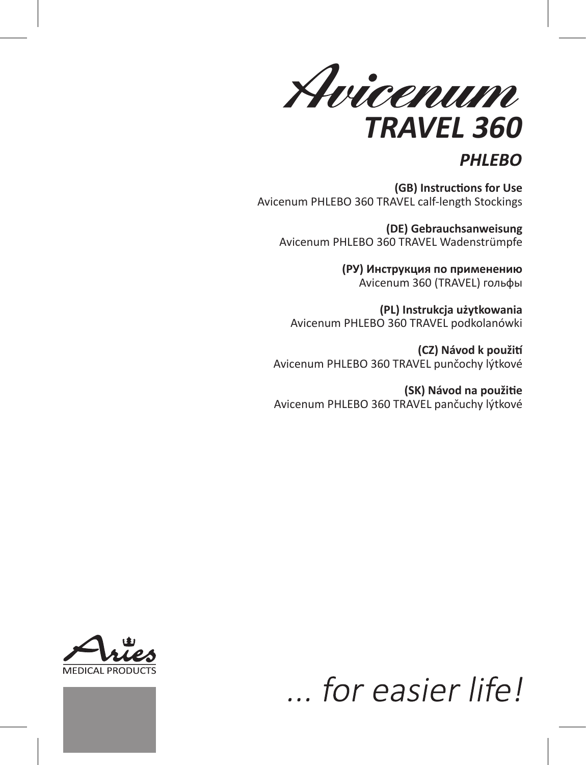# Avicenum

## TRAVEL 360

### PHLEBO

**(GB) Instructions for Use**
Avicenum PHLEBO 360 TRAVEL calf-length Stockings

**(DE) Gebrauchsanweisung**
Avicenum PHLEBO 360 TRAVEL Wadenstrümpfe

**(РУ) Инструкция по применению**
Avicenum 360 (TRAVEL) гольфы

**(PL) Instrukcja użytkowania**
Avicenum PHLEBO 360 TRAVEL podkolanówki

**(CZ) Návod k použití**
Avicenum PHLEBO 360 TRAVEL punčochy lýtkové

**(SK) Návod na použitie**
Avicenum PHLEBO 360 TRAVEL pančuchy lýtkové

Aries MEDICAL PRODUCTS

*... for easier life!*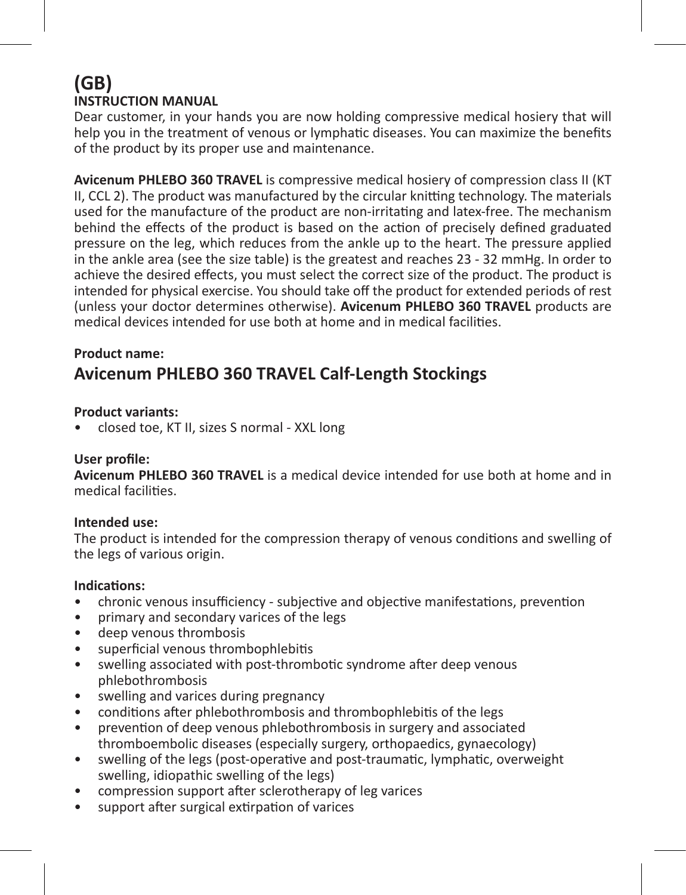# (GB)

## INSTRUCTION MANUAL

Dear customer, in your hands you are now holding compressive medical hosiery that will help you in the treatment of venous or lymphatic diseases. You can maximize the benefits of the product by its proper use and maintenance.

**Avicenum PHLEBO 360 TRAVEL** is compressive medical hosiery of compression class II (KT II, CCL 2). The product was manufactured by the circular knitting technology. The materials used for the manufacture of the product are non-irritating and latex-free. The mechanism behind the effects of the product is based on the action of precisely defined graduated pressure on the leg, which reduces from the ankle up to the heart. The pressure applied in the ankle area (see the size table) is the greatest and reaches 23 - 32 mmHg. In order to achieve the desired effects, you must select the correct size of the product. The product is intended for physical exercise. You should take off the product for extended periods of rest (unless your doctor determines otherwise). **Avicenum PHLEBO 360 TRAVEL** products are medical devices intended for use both at home and in medical facilities.

**Product name:**

## Avicenum PHLEBO 360 TRAVEL Calf-Length Stockings

**Product variants:**

- closed toe, KT II, sizes S normal - XXL long

**User profile:**

**Avicenum PHLEBO 360 TRAVEL** is a medical device intended for use both at home and in medical facilities.

**Intended use:**

The product is intended for the compression therapy of venous conditions and swelling of the legs of various origin.

**Indications:**

- chronic venous insufficiency - subjective and objective manifestations, prevention
- primary and secondary varices of the legs
- deep venous thrombosis
- superficial venous thrombophlebitis
- swelling associated with post-thrombotic syndrome after deep venous phlebothrombosis
- swelling and varices during pregnancy
- conditions after phlebothrombosis and thrombophlebitis of the legs
- prevention of deep venous phlebothrombosis in surgery and associated thromboembolic diseases (especially surgery, orthopaedics, gynaecology)
- swelling of the legs (post-operative and post-traumatic, lymphatic, overweight swelling, idiopathic swelling of the legs)
- compression support after sclerotherapy of leg varices
- support after surgical extirpation of varices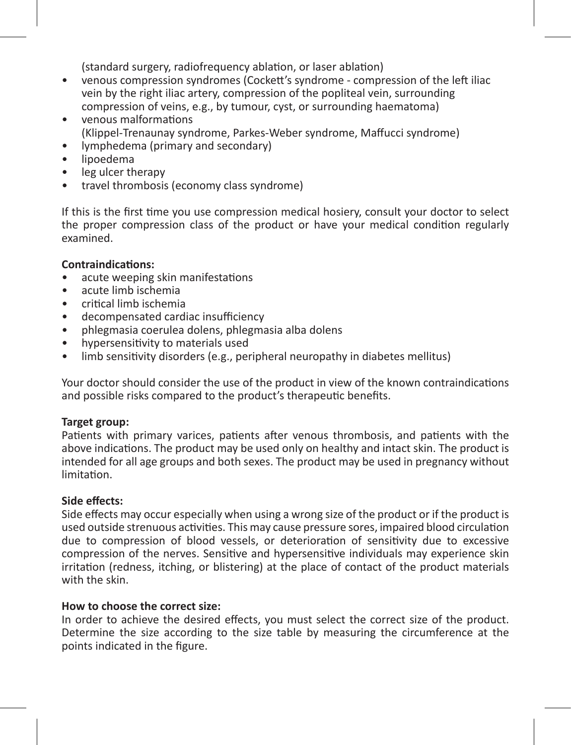(standard surgery, radiofrequency ablation, or laser ablation)

- venous compression syndromes (Cockett's syndrome - compression of the left iliac vein by the right iliac artery, compression of the popliteal vein, surrounding compression of veins, e.g., by tumour, cyst, or surrounding haematoma)
- venous malformations (Klippel-Trenaunay syndrome, Parkes-Weber syndrome, Maffucci syndrome)
- lymphedema (primary and secondary)
- lipoedema
- leg ulcer therapy
- travel thrombosis (economy class syndrome)

If this is the first time you use compression medical hosiery, consult your doctor to select the proper compression class of the product or have your medical condition regularly examined.

**Contraindications:**

- acute weeping skin manifestations
- acute limb ischemia
- critical limb ischemia
- decompensated cardiac insufficiency
- phlegmasia coerulea dolens, phlegmasia alba dolens
- hypersensitivity to materials used
- limb sensitivity disorders (e.g., peripheral neuropathy in diabetes mellitus)

Your doctor should consider the use of the product in view of the known contraindications and possible risks compared to the product's therapeutic benefits.

**Target group:**

Patients with primary varices, patients after venous thrombosis, and patients with the above indications. The product may be used only on healthy and intact skin. The product is intended for all age groups and both sexes. The product may be used in pregnancy without limitation.

**Side effects:**

Side effects may occur especially when using a wrong size of the product or if the product is used outside strenuous activities. This may cause pressure sores, impaired blood circulation due to compression of blood vessels, or deterioration of sensitivity due to excessive compression of the nerves. Sensitive and hypersensitive individuals may experience skin irritation (redness, itching, or blistering) at the place of contact of the product materials with the skin.

**How to choose the correct size:**

In order to achieve the desired effects, you must select the correct size of the product. Determine the size according to the size table by measuring the circumference at the points indicated in the figure.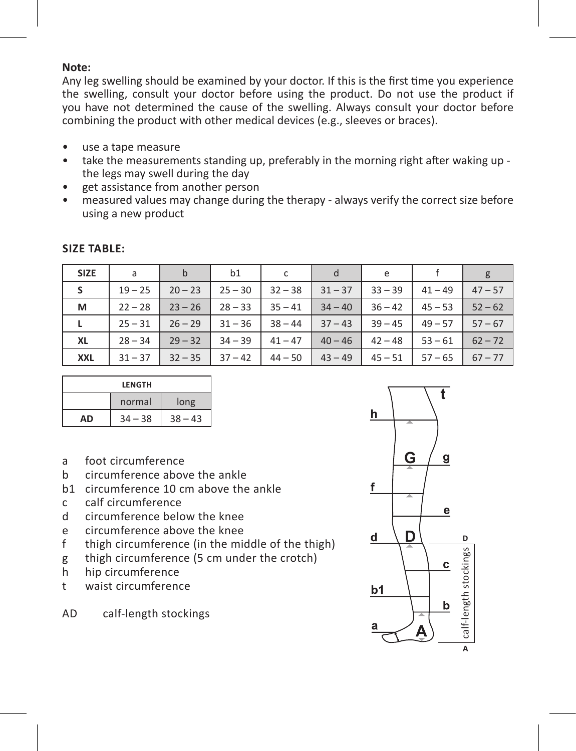**Note:**
Any leg swelling should be examined by your doctor. If this is the first time you experience the swelling, consult your doctor before using the product. Do not use the product if you have not determined the cause of the swelling. Always consult your doctor before combining the product with other medical devices (e.g., sleeves or braces).

- use a tape measure
- take the measurements standing up, preferably in the morning right after waking up - the legs may swell during the day
- get assistance from another person
- measured values may change during the therapy - always verify the correct size before using a new product

**SIZE TABLE:**

| SIZE | a | b | b1 | c | d | e | f | g |
|---|---|---|---|---|---|---|---|---|
| S | 19 – 25 | 20 – 23 | 25 – 30 | 32 – 38 | 31 – 37 | 33 – 39 | 41 – 49 | 47 – 57 |
| M | 22 – 28 | 23 – 26 | 28 – 33 | 35 – 41 | 34 – 40 | 36 – 42 | 45 – 53 | 52 – 62 |
| L | 25 – 31 | 26 – 29 | 31 – 36 | 38 – 44 | 37 – 43 | 39 – 45 | 49 – 57 | 57 – 67 |
| XL | 28 – 34 | 29 – 32 | 34 – 39 | 41 – 47 | 40 – 46 | 42 – 48 | 53 – 61 | 62 – 72 |
| XXL | 31 – 37 | 32 – 35 | 37 – 42 | 44 – 50 | 43 – 49 | 45 – 51 | 57 – 65 | 67 – 77 |

| LENGTH | | |
|---|---|---|
| | normal | long |
| AD | 34 – 38 | 38 – 43 |

- a foot circumference
- b circumference above the ankle
- b1 circumference 10 cm above the ankle
- c calf circumference
- d circumference below the knee
- e circumference above the knee
- f thigh circumference (in the middle of the thigh)
- g thigh circumference (5 cm under the crotch)
- h hip circumference
- t waist circumference

AD calf-length stockings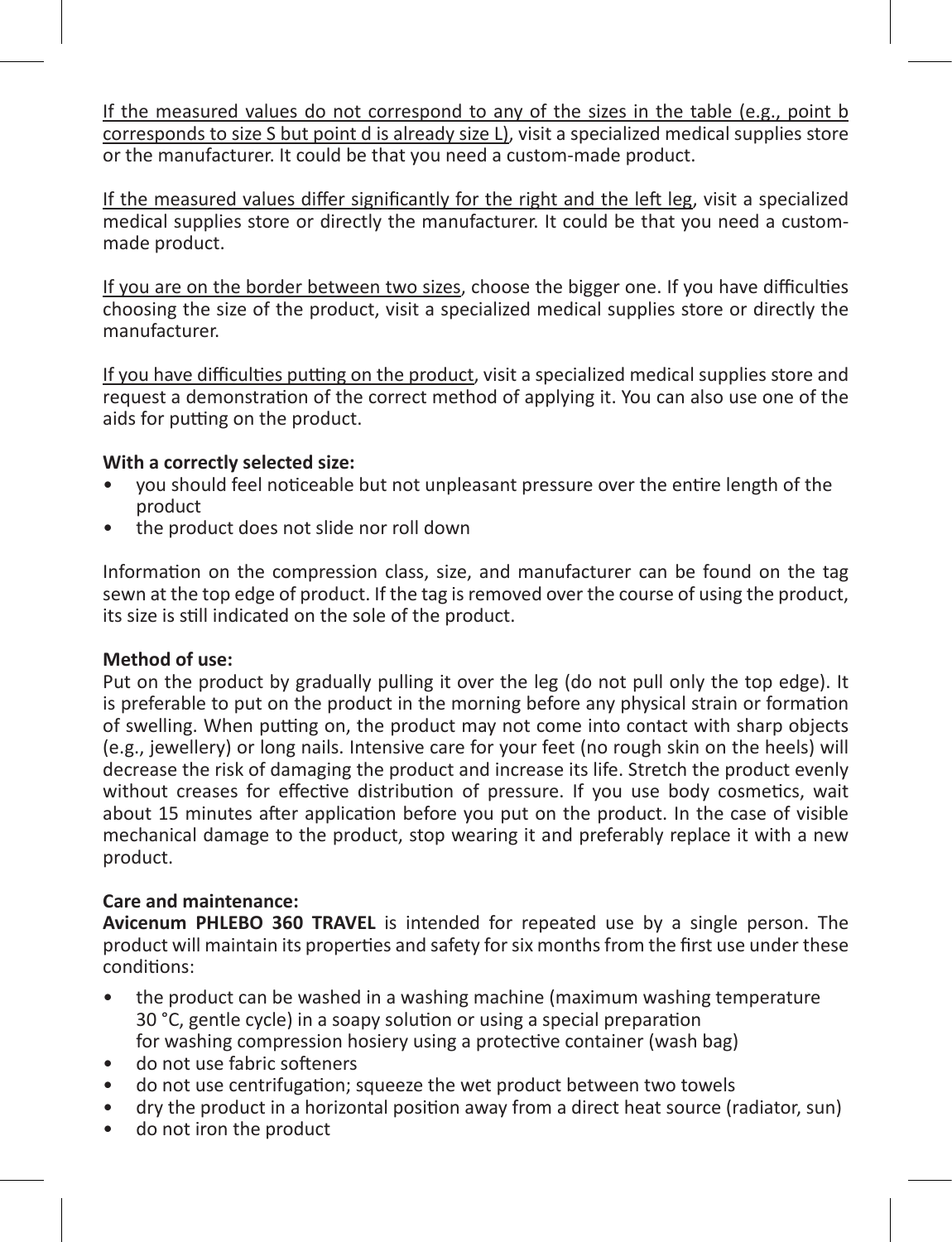If the measured values do not correspond to any of the sizes in the table (e.g., point b corresponds to size S but point d is already size L), visit a specialized medical supplies store or the manufacturer. It could be that you need a custom-made product.

If the measured values differ significantly for the right and the left leg, visit a specialized medical supplies store or directly the manufacturer. It could be that you need a custom-made product.

If you are on the border between two sizes, choose the bigger one. If you have difficulties choosing the size of the product, visit a specialized medical supplies store or directly the manufacturer.

If you have difficulties putting on the product, visit a specialized medical supplies store and request a demonstration of the correct method of applying it. You can also use one of the aids for putting on the product.

**With a correctly selected size:**

- you should feel noticeable but not unpleasant pressure over the entire length of the product
- the product does not slide nor roll down

Information on the compression class, size, and manufacturer can be found on the tag sewn at the top edge of product. If the tag is removed over the course of using the product, its size is still indicated on the sole of the product.

**Method of use:**

Put on the product by gradually pulling it over the leg (do not pull only the top edge). It is preferable to put on the product in the morning before any physical strain or formation of swelling. When putting on, the product may not come into contact with sharp objects (e.g., jewellery) or long nails. Intensive care for your feet (no rough skin on the heels) will decrease the risk of damaging the product and increase its life. Stretch the product evenly without creases for effective distribution of pressure. If you use body cosmetics, wait about 15 minutes after application before you put on the product. In the case of visible mechanical damage to the product, stop wearing it and preferably replace it with a new product.

**Care and maintenance:**

**Avicenum PHLEBO 360 TRAVEL** is intended for repeated use by a single person. The product will maintain its properties and safety for six months from the first use under these conditions:

- the product can be washed in a washing machine (maximum washing temperature 30 °C, gentle cycle) in a soapy solution or using a special preparation for washing compression hosiery using a protective container (wash bag)
- do not use fabric softeners
- do not use centrifugation; squeeze the wet product between two towels
- dry the product in a horizontal position away from a direct heat source (radiator, sun)
- do not iron the product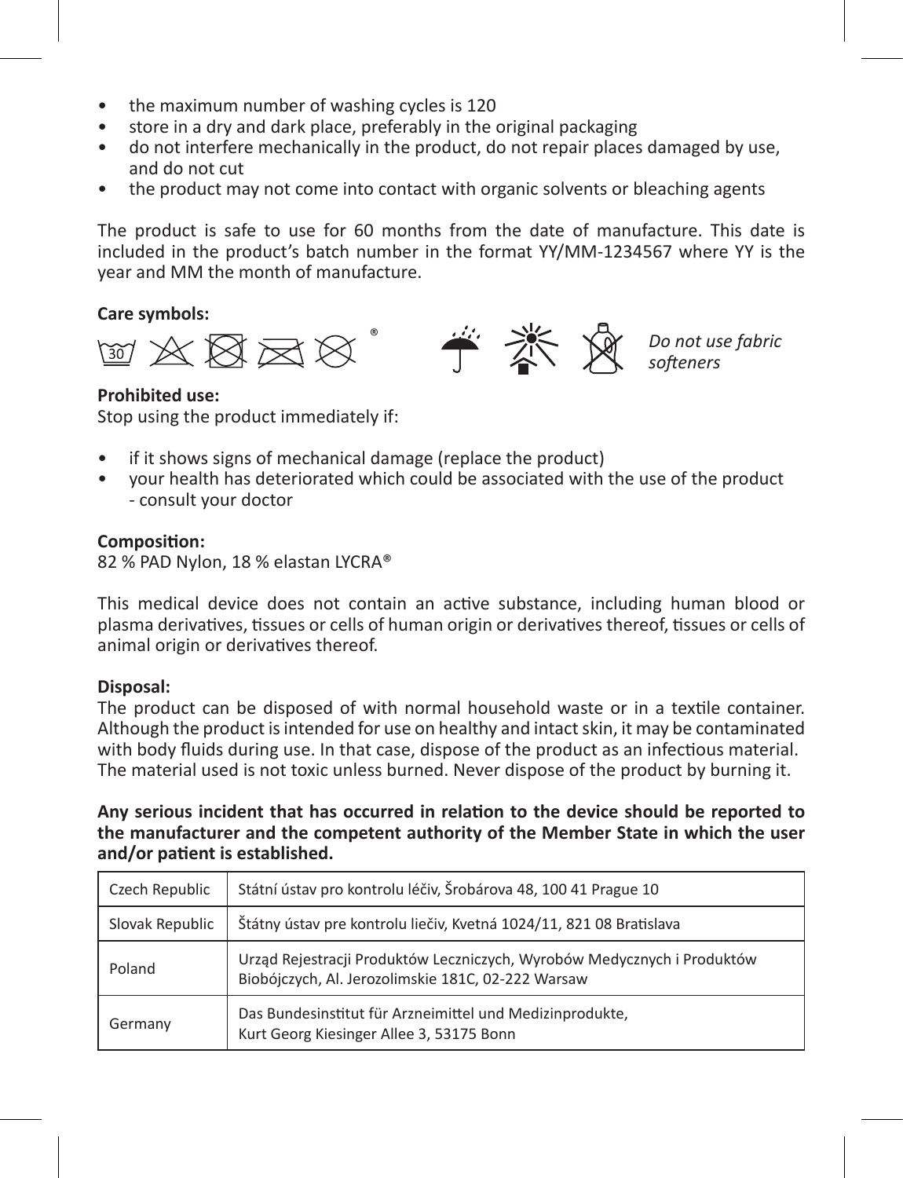- the maximum number of washing cycles is 120
- store in a dry and dark place, preferably in the original packaging
- do not interfere mechanically in the product, do not repair places damaged by use, and do not cut
- the product may not come into contact with organic solvents or bleaching agents

The product is safe to use for 60 months from the date of manufacture. This date is included in the product's batch number in the format YY/MM-1234567 where YY is the year and MM the month of manufacture.

**Care symbols:**

30 ®

*Do not use fabric softeners*

**Prohibited use:**
Stop using the product immediately if:

- if it shows signs of mechanical damage (replace the product)
- your health has deteriorated which could be associated with the use of the product - consult your doctor

**Composition:**
82 % PAD Nylon, 18 % elastan LYCRA®

This medical device does not contain an active substance, including human blood or plasma derivatives, tissues or cells of human origin or derivatives thereof, tissues or cells of animal origin or derivatives thereof.

**Disposal:**
The product can be disposed of with normal household waste or in a textile container. Although the product is intended for use on healthy and intact skin, it may be contaminated with body fluids during use. In that case, dispose of the product as an infectious material. The material used is not toxic unless burned. Never dispose of the product by burning it.

**Any serious incident that has occurred in relation to the device should be reported to the manufacturer and the competent authority of the Member State in which the user and/or patient is established.**

| | |
|---|---|
| Czech Republic | Státní ústav pro kontrolu léčiv, Šrobárova 48, 100 41 Prague 10 |
| Slovak Republic | Štátny ústav pre kontrolu liečiv, Kvetná 1024/11, 821 08 Bratislava |
| Poland | Urząd Rejestracji Produktów Leczniczych, Wyrobów Medycznych i Produktów Biobójczych, Al. Jerozolimskie 181C, 02-222 Warsaw |
| Germany | Das Bundesinstitut für Arzneimittel und Medizinprodukte, Kurt Georg Kiesinger Allee 3, 53175 Bonn |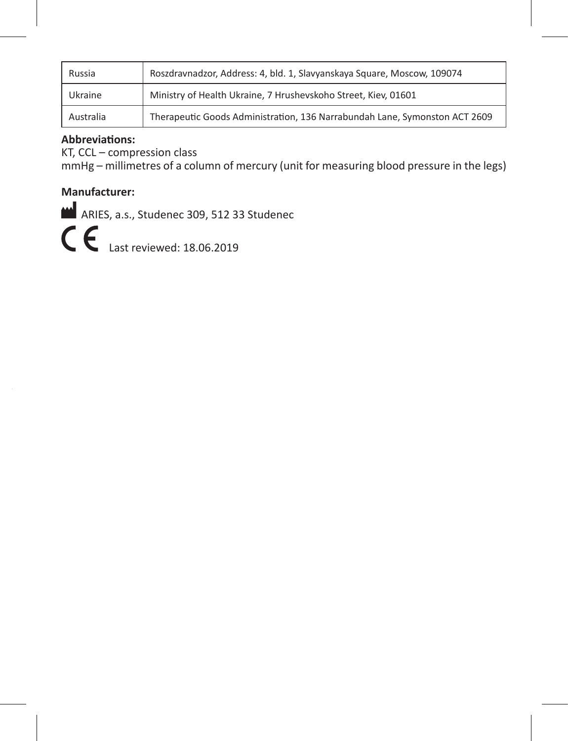| Russia | Roszdravnadzor, Address: 4, bld. 1, Slavyanskaya Square, Moscow, 109074 |
|---|---|
| Ukraine | Ministry of Health Ukraine, 7 Hrushevskoho Street, Kiev, 01601 |
| Australia | Therapeutic Goods Administration, 136 Narrabundah Lane, Symonston ACT 2609 |

**Abbreviations:**

KT, CCL – compression class

mmHg – millimetres of a column of mercury (unit for measuring blood pressure in the legs)

**Manufacturer:**

ARIES, a.s., Studenec 309, 512 33 Studenec

CE Last reviewed: 18.06.2019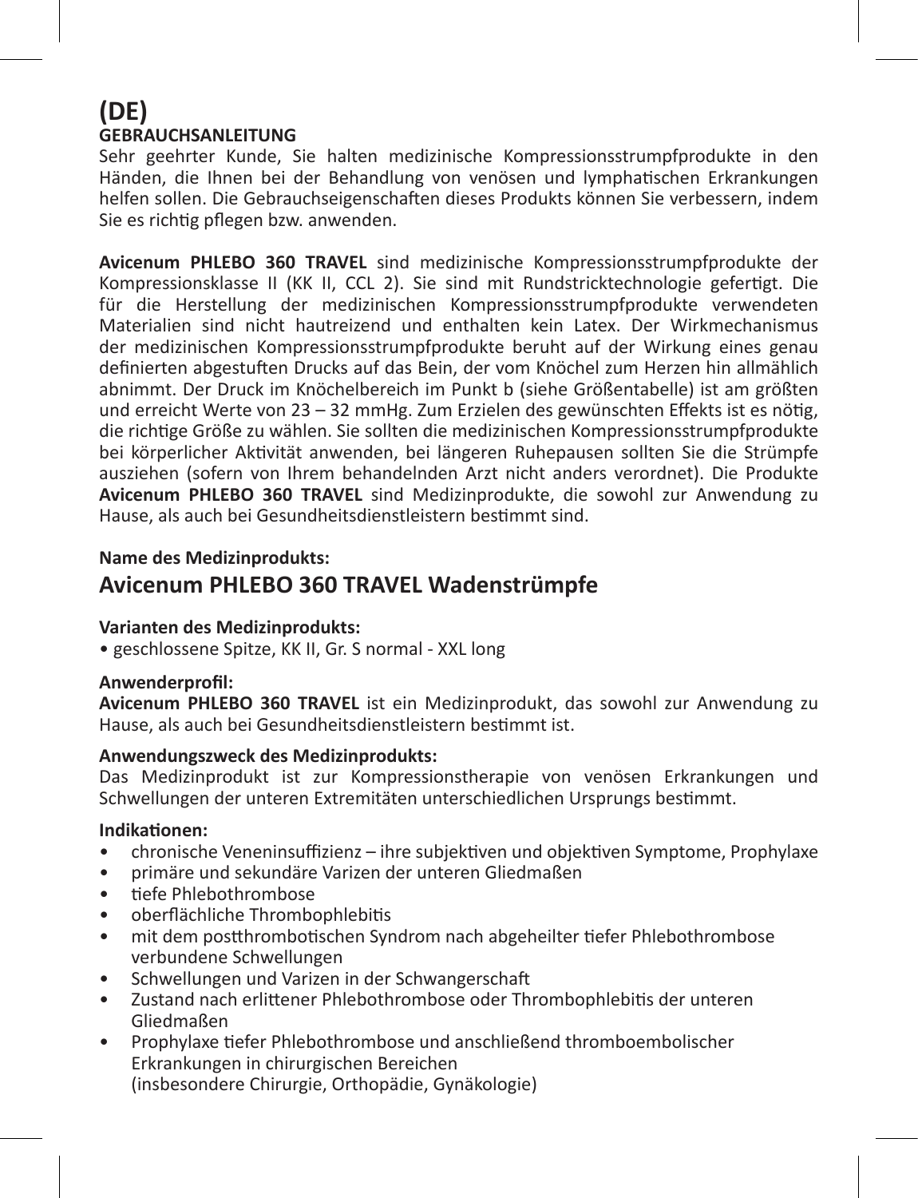# (DE)

**GEBRAUCHSANLEITUNG**

Sehr geehrter Kunde, Sie halten medizinische Kompressionsstrumpfprodukte in den Händen, die Ihnen bei der Behandlung von venösen und lymphatischen Erkrankungen helfen sollen. Die Gebrauchseigenschaften dieses Produkts können Sie verbessern, indem Sie es richtig pflegen bzw. anwenden.

**Avicenum PHLEBO 360 TRAVEL** sind medizinische Kompressionsstrumpfprodukte der Kompressionsklasse II (KK II, CCL 2). Sie sind mit Rundstricktechnologie gefertigt. Die für die Herstellung der medizinischen Kompressionsstrumpfprodukte verwendeten Materialien sind nicht hautreizend und enthalten kein Latex. Der Wirkmechanismus der medizinischen Kompressionsstrumpfprodukte beruht auf der Wirkung eines genau definierten abgestuften Drucks auf das Bein, der vom Knöchel zum Herzen hin allmählich abnimmt. Der Druck im Knöchelbereich im Punkt b (siehe Größentabelle) ist am größten und erreicht Werte von 23 – 32 mmHg. Zum Erzielen des gewünschten Effekts ist es nötig, die richtige Größe zu wählen. Sie sollten die medizinischen Kompressionsstrumpfprodukte bei körperlicher Aktivität anwenden, bei längeren Ruhepausen sollten Sie die Strümpfe ausziehen (sofern von Ihrem behandelnden Arzt nicht anders verordnet). Die Produkte **Avicenum PHLEBO 360 TRAVEL** sind Medizinprodukte, die sowohl zur Anwendung zu Hause, als auch bei Gesundheitsdienstleistern bestimmt sind.

**Name des Medizinprodukts:**

## Avicenum PHLEBO 360 TRAVEL Wadenstrümpfe

**Varianten des Medizinprodukts:**

• geschlossene Spitze, KK II, Gr. S normal - XXL long

**Anwenderprofil:**

**Avicenum PHLEBO 360 TRAVEL** ist ein Medizinprodukt, das sowohl zur Anwendung zu Hause, als auch bei Gesundheitsdienstleistern bestimmt ist.

**Anwendungszweck des Medizinprodukts:**

Das Medizinprodukt ist zur Kompressionstherapie von venösen Erkrankungen und Schwellungen der unteren Extremitäten unterschiedlichen Ursprungs bestimmt.

**Indikationen:**

- chronische Veneninsuffizienz – ihre subjektiven und objektiven Symptome, Prophylaxe
- primäre und sekundäre Varizen der unteren Gliedmaßen
- tiefe Phlebothrombose
- oberflächliche Thrombophlebitis
- mit dem postthrombotischen Syndrom nach abgeheilter tiefer Phlebothrombose verbundene Schwellungen
- Schwellungen und Varizen in der Schwangerschaft
- Zustand nach erlittener Phlebothrombose oder Thrombophlebitis der unteren Gliedmaßen
- Prophylaxe tiefer Phlebothrombose und anschließend thromboembolischer Erkrankungen in chirurgischen Bereichen (insbesondere Chirurgie, Orthopädie, Gynäkologie)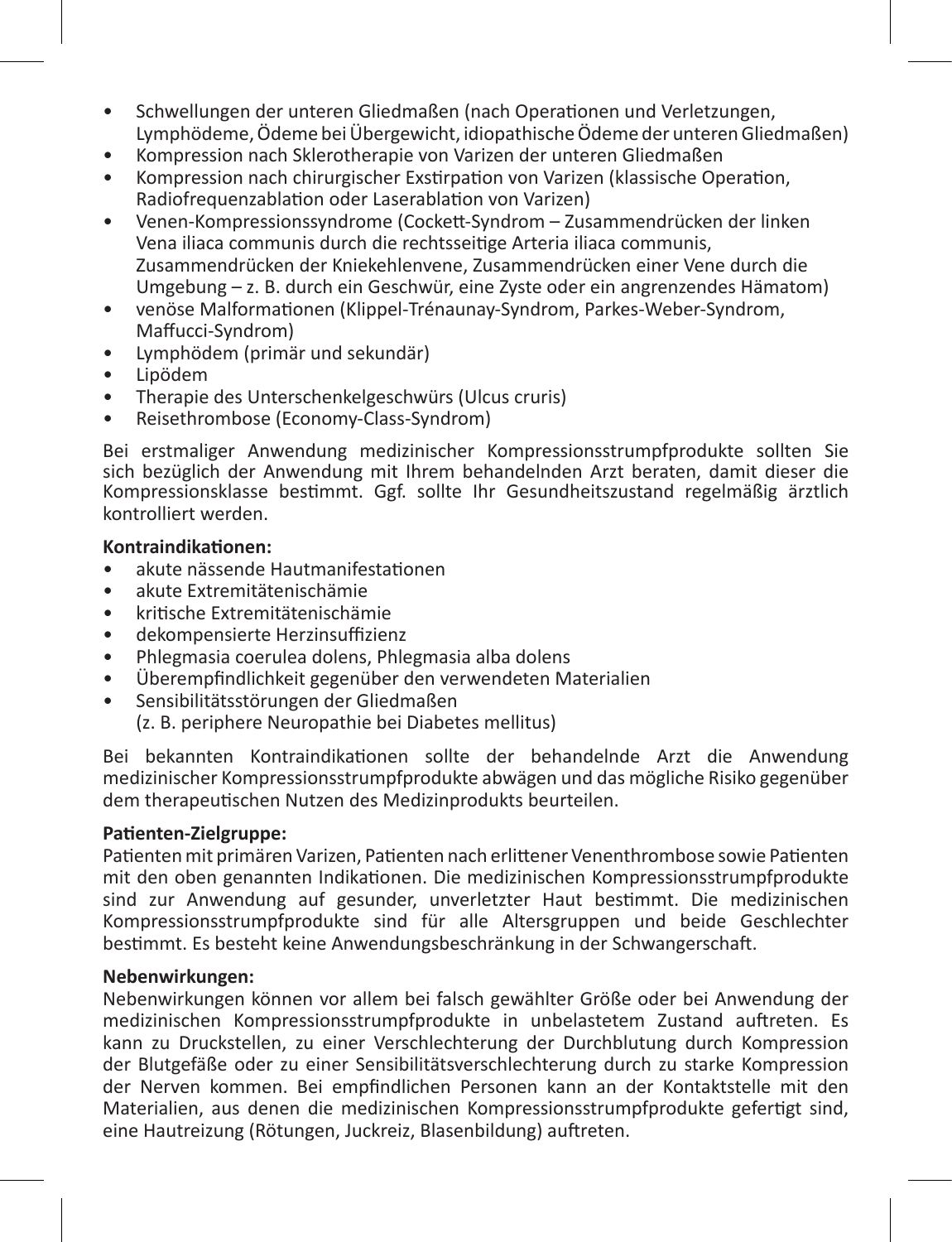- Schwellungen der unteren Gliedmaßen (nach Operationen und Verletzungen, Lymphödeme, Ödeme bei Übergewicht, idiopathische Ödeme der unteren Gliedmaßen)
- Kompression nach Sklerotherapie von Varizen der unteren Gliedmaßen
- Kompression nach chirurgischer Exstirpation von Varizen (klassische Operation, Radiofrequenzablation oder Laserablation von Varizen)
- Venen-Kompressionssyndrome (Cockett-Syndrom – Zusammendrücken der linken Vena iliaca communis durch die rechtsseitige Arteria iliaca communis, Zusammendrücken der Kniekehlenvene, Zusammendrücken einer Vene durch die Umgebung – z. B. durch ein Geschwür, eine Zyste oder ein angrenzendes Hämatom)
- venöse Malformationen (Klippel-Trénaunay-Syndrom, Parkes-Weber-Syndrom, Maffucci-Syndrom)
- Lymphödem (primär und sekundär)
- Lipödem
- Therapie des Unterschenkelgeschwürs (Ulcus cruris)
- Reisethrombose (Economy-Class-Syndrom)

Bei erstmaliger Anwendung medizinischer Kompressionsstrumpfprodukte sollten Sie sich bezüglich der Anwendung mit Ihrem behandelnden Arzt beraten, damit dieser die Kompressionsklasse bestimmt. Ggf. sollte Ihr Gesundheitszustand regelmäßig ärztlich kontrolliert werden.

**Kontraindikationen:**

- akute nässende Hautmanifestationen
- akute Extremitätenischämie
- kritische Extremitätenischämie
- dekompensierte Herzinsuffizienz
- Phlegmasia coerulea dolens, Phlegmasia alba dolens
- Überempfindlichkeit gegenüber den verwendeten Materialien
- Sensibilitätsstörungen der Gliedmaßen
  (z. B. periphere Neuropathie bei Diabetes mellitus)

Bei bekannten Kontraindikationen sollte der behandelnde Arzt die Anwendung medizinischer Kompressionsstrumpfprodukte abwägen und das mögliche Risiko gegenüber dem therapeutischen Nutzen des Medizinprodukts beurteilen.

**Patienten-Zielgruppe:**
Patienten mit primären Varizen, Patienten nach erlittener Venenthrombose sowie Patienten mit den oben genannten Indikationen. Die medizinischen Kompressionsstrumpfprodukte sind zur Anwendung auf gesunder, unverletzter Haut bestimmt. Die medizinischen Kompressionsstrumpfprodukte sind für alle Altersgruppen und beide Geschlechter bestimmt. Es besteht keine Anwendungsbeschränkung in der Schwangerschaft.

**Nebenwirkungen:**
Nebenwirkungen können vor allem bei falsch gewählter Größe oder bei Anwendung der medizinischen Kompressionsstrumpfprodukte in unbelastetem Zustand auftreten. Es kann zu Druckstellen, zu einer Verschlechterung der Durchblutung durch Kompression der Blutgefäße oder zu einer Sensibilitätsverschlechterung durch zu starke Kompression der Nerven kommen. Bei empfindlichen Personen kann an der Kontaktstelle mit den Materialien, aus denen die medizinischen Kompressionsstrumpfprodukte gefertigt sind, eine Hautreizung (Rötungen, Juckreiz, Blasenbildung) auftreten.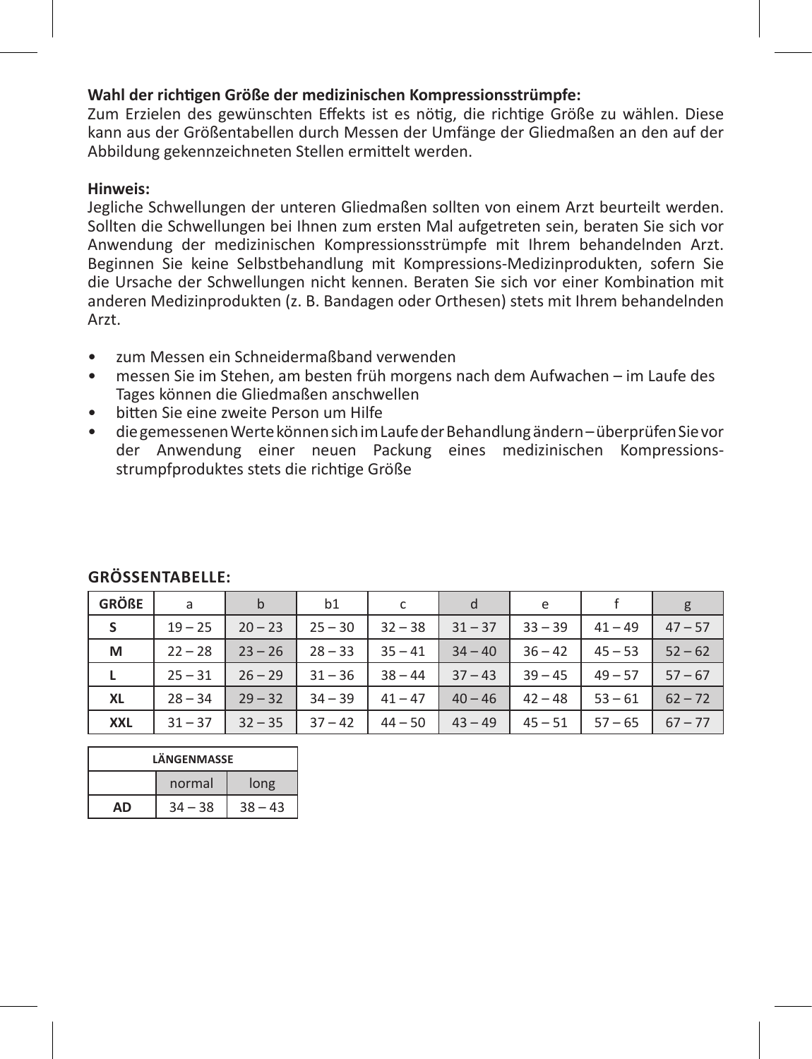**Wahl der richtigen Größe der medizinischen Kompressionsstrümpfe:**
Zum Erzielen des gewünschten Effekts ist es nötig, die richtige Größe zu wählen. Diese kann aus der Größentabellen durch Messen der Umfänge der Gliedmaßen an den auf der Abbildung gekennzeichneten Stellen ermittelt werden.

**Hinweis:**
Jegliche Schwellungen der unteren Gliedmaßen sollten von einem Arzt beurteilt werden. Sollten die Schwellungen bei Ihnen zum ersten Mal aufgetreten sein, beraten Sie sich vor Anwendung der medizinischen Kompressionsstrümpfe mit Ihrem behandelnden Arzt. Beginnen Sie keine Selbstbehandlung mit Kompressions-Medizinprodukten, sofern Sie die Ursache der Schwellungen nicht kennen. Beraten Sie sich vor einer Kombination mit anderen Medizinprodukten (z. B. Bandagen oder Orthesen) stets mit Ihrem behandelnden Arzt.

- zum Messen ein Schneidermaßband verwenden
- messen Sie im Stehen, am besten früh morgens nach dem Aufwachen – im Laufe des Tages können die Gliedmaßen anschwellen
- bitten Sie eine zweite Person um Hilfe
- die gemessenen Werte können sich im Laufe der Behandlung ändern – überprüfen Sie vor der Anwendung einer neuen Packung eines medizinischen Kompressionsstrumpfproduktes stets die richtige Größe

**GRÖSSENTABELLE:**

| GRÖßE | a | b | b1 | c | d | e | f | g |
|---|---|---|---|---|---|---|---|---|
| S | 19 – 25 | 20 – 23 | 25 – 30 | 32 – 38 | 31 – 37 | 33 – 39 | 41 – 49 | 47 – 57 |
| M | 22 – 28 | 23 – 26 | 28 – 33 | 35 – 41 | 34 – 40 | 36 – 42 | 45 – 53 | 52 – 62 |
| L | 25 – 31 | 26 – 29 | 31 – 36 | 38 – 44 | 37 – 43 | 39 – 45 | 49 – 57 | 57 – 67 |
| XL | 28 – 34 | 29 – 32 | 34 – 39 | 41 – 47 | 40 – 46 | 42 – 48 | 53 – 61 | 62 – 72 |
| XXL | 31 – 37 | 32 – 35 | 37 – 42 | 44 – 50 | 43 – 49 | 45 – 51 | 57 – 65 | 67 – 77 |

| LÄNGENMASSE | | |
|---|---|---|
| | normal | long |
| AD | 34 – 38 | 38 – 43 |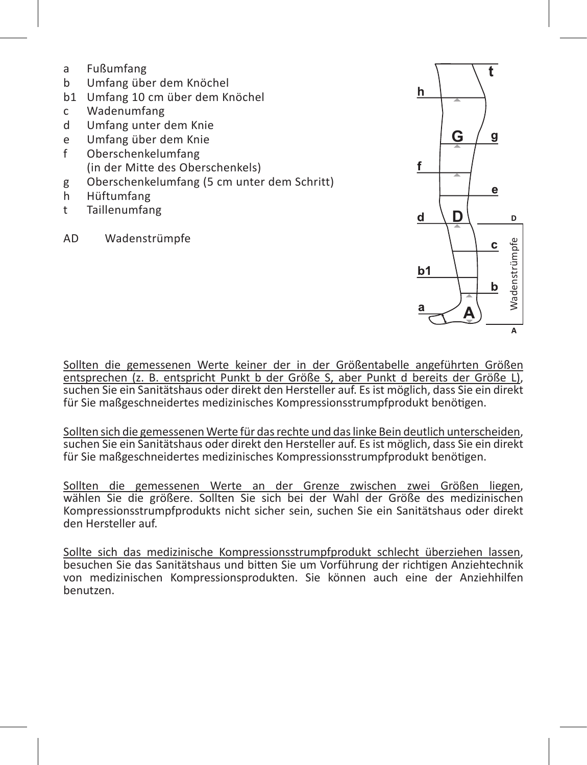- a Fußumfang
- b Umfang über dem Knöchel
- b1 Umfang 10 cm über dem Knöchel
- c Wadenumfang
- d Umfang unter dem Knie
- e Umfang über dem Knie
- f Oberschenkelumfang (in der Mitte des Oberschenkels)
- g Oberschenkelumfang (5 cm unter dem Schritt)
- h Hüftumfang
- t Taillenumfang

AD Wadenstrümpfe

Sollten die gemessenen Werte keiner der in der Größentabelle angeführten Größen entsprechen (z. B. entspricht Punkt b der Größe S, aber Punkt d bereits der Größe L), suchen Sie ein Sanitätshaus oder direkt den Hersteller auf. Es ist möglich, dass Sie ein direkt für Sie maßgeschneidertes medizinisches Kompressionsstrumpfprodukt benötigen.

Sollten sich die gemessenen Werte für das rechte und das linke Bein deutlich unterscheiden, suchen Sie ein Sanitätshaus oder direkt den Hersteller auf. Es ist möglich, dass Sie ein direkt für Sie maßgeschneidertes medizinisches Kompressionsstrumpfprodukt benötigen.

Sollten die gemessenen Werte an der Grenze zwischen zwei Größen liegen, wählen Sie die größere. Sollten Sie sich bei der Wahl der Größe des medizinischen Kompressionsstrumpfprodukts nicht sicher sein, suchen Sie ein Sanitätshaus oder direkt den Hersteller auf.

Sollte sich das medizinische Kompressionsstrumpfprodukt schlecht überziehen lassen, besuchen Sie das Sanitätshaus und bitten Sie um Vorführung der richtigen Anziehtechnik von medizinischen Kompressionsprodukten. Sie können auch eine der Anziehhilfen benutzen.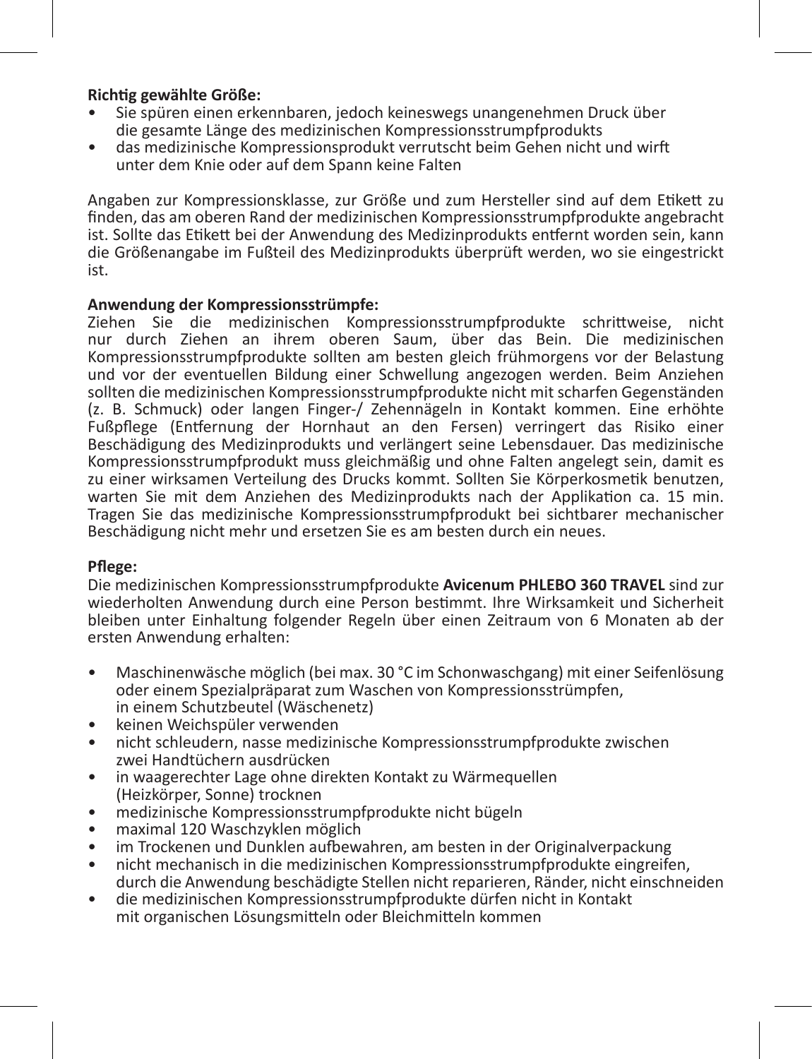**Richtig gewählte Größe:**

- Sie spüren einen erkennbaren, jedoch keineswegs unangenehmen Druck über die gesamte Länge des medizinischen Kompressionsstrumpfprodukts
- das medizinische Kompressionsprodukt verrutscht beim Gehen nicht und wirft unter dem Knie oder auf dem Spann keine Falten

Angaben zur Kompressionsklasse, zur Größe und zum Hersteller sind auf dem Etikett zu finden, das am oberen Rand der medizinischen Kompressionsstrumpfprodukte angebracht ist. Sollte das Etikett bei der Anwendung des Medizinprodukts entfernt worden sein, kann die Größenangabe im Fußteil des Medizinprodukts überprüft werden, wo sie eingestrickt ist.

**Anwendung der Kompressionsstrümpfe:**

Ziehen Sie die medizinischen Kompressionsstrumpfprodukte schrittweise, nicht nur durch Ziehen an ihrem oberen Saum, über das Bein. Die medizinischen Kompressionsstrumpfprodukte sollten am besten gleich frühmorgens vor der Belastung und vor der eventuellen Bildung einer Schwellung angezogen werden. Beim Anziehen sollten die medizinischen Kompressionsstrumpfprodukte nicht mit scharfen Gegenständen (z. B. Schmuck) oder langen Finger-/ Zehennägeln in Kontakt kommen. Eine erhöhte Fußpflege (Entfernung der Hornhaut an den Fersen) verringert das Risiko einer Beschädigung des Medizinprodukts und verlängert seine Lebensdauer. Das medizinische Kompressionsstrumpfprodukt muss gleichmäßig und ohne Falten angelegt sein, damit es zu einer wirksamen Verteilung des Drucks kommt. Sollten Sie Körperkosmetik benutzen, warten Sie mit dem Anziehen des Medizinprodukts nach der Applikation ca. 15 min. Tragen Sie das medizinische Kompressionsstrumpfprodukt bei sichtbarer mechanischer Beschädigung nicht mehr und ersetzen Sie es am besten durch ein neues.

**Pflege:**

Die medizinischen Kompressionsstrumpfprodukte **Avicenum PHLEBO 360 TRAVEL** sind zur wiederholten Anwendung durch eine Person bestimmt. Ihre Wirksamkeit und Sicherheit bleiben unter Einhaltung folgender Regeln über einen Zeitraum von 6 Monaten ab der ersten Anwendung erhalten:

- Maschinenwäsche möglich (bei max. 30 °C im Schonwaschgang) mit einer Seifenlösung oder einem Spezialpräparat zum Waschen von Kompressionsstrümpfen, in einem Schutzbeutel (Wäschenetz)
- keinen Weichspüler verwenden
- nicht schleudern, nasse medizinische Kompressionsstrumpfprodukte zwischen zwei Handtüchern ausdrücken
- in waagerechter Lage ohne direkten Kontakt zu Wärmequellen (Heizkörper, Sonne) trocknen
- medizinische Kompressionsstrumpfprodukte nicht bügeln
- maximal 120 Waschzyklen möglich
- im Trockenen und Dunklen aufbewahren, am besten in der Originalverpackung
- nicht mechanisch in die medizinischen Kompressionsstrumpfprodukte eingreifen, durch die Anwendung beschädigte Stellen nicht reparieren, Ränder, nicht einschneiden
- die medizinischen Kompressionsstrumpfprodukte dürfen nicht in Kontakt mit organischen Lösungsmitteln oder Bleichmitteln kommen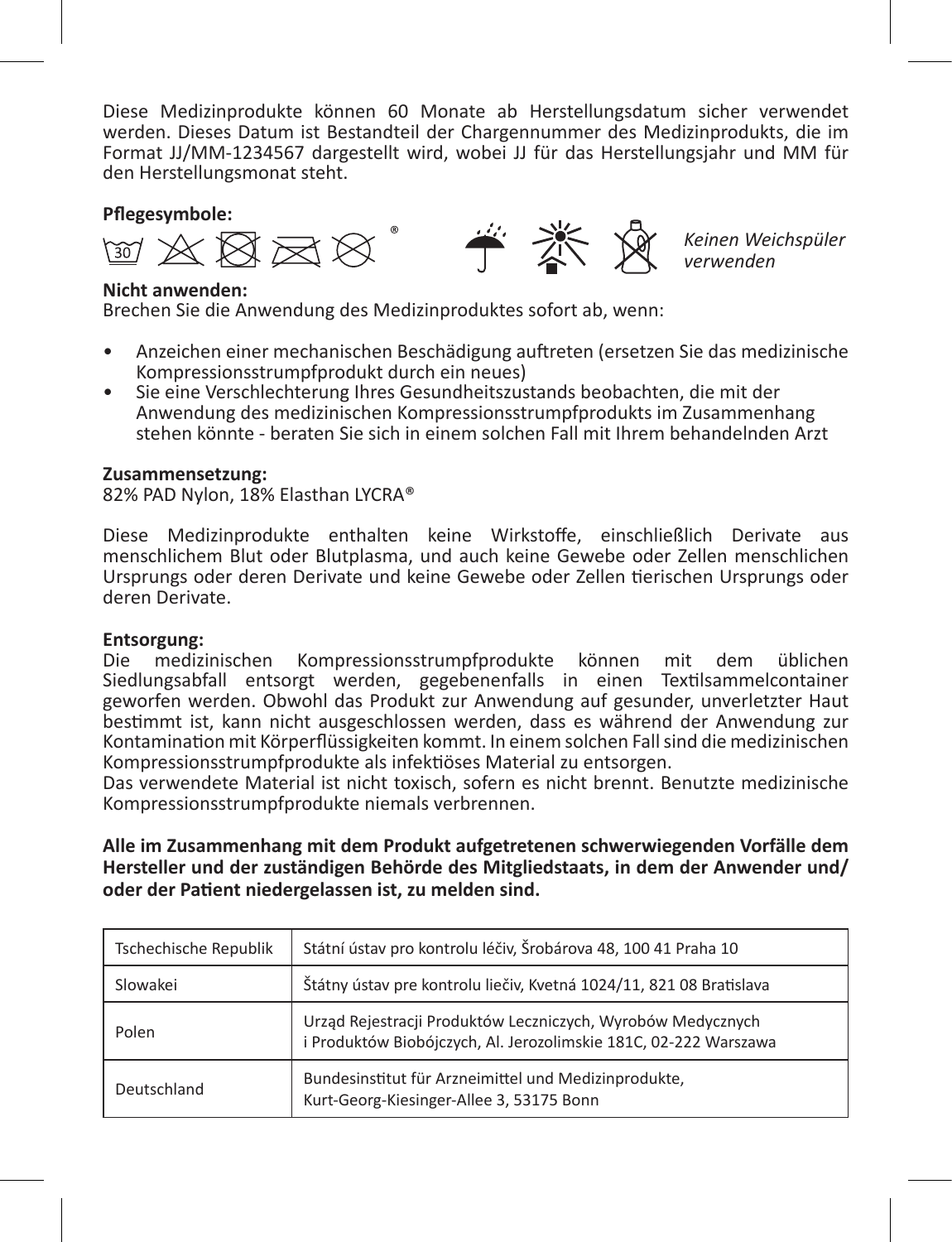Diese Medizinprodukte können 60 Monate ab Herstellungsdatum sicher verwendet werden. Dieses Datum ist Bestandteil der Chargennummer des Medizinprodukts, die im Format JJ/MM-1234567 dargestellt wird, wobei JJ für das Herstellungsjahr und MM für den Herstellungsmonat steht.

**Pflegesymbole:**

*Keinen Weichspüler verwenden*

**Nicht anwenden:**
Brechen Sie die Anwendung des Medizinproduktes sofort ab, wenn:

- Anzeichen einer mechanischen Beschädigung auftreten (ersetzen Sie das medizinische Kompressionsstrumpfprodukt durch ein neues)
- Sie eine Verschlechterung Ihres Gesundheitszustands beobachten, die mit der Anwendung des medizinischen Kompressionsstrumpfprodukts im Zusammenhang stehen könnte - beraten Sie sich in einem solchen Fall mit Ihrem behandelnden Arzt

**Zusammensetzung:**
82% PAD Nylon, 18% Elasthan LYCRA®

Diese Medizinprodukte enthalten keine Wirkstoffe, einschließlich Derivate aus menschlichem Blut oder Blutplasma, und auch keine Gewebe oder Zellen menschlichen Ursprungs oder deren Derivate und keine Gewebe oder Zellen tierischen Ursprungs oder deren Derivate.

**Entsorgung:**
Die medizinischen Kompressionsstrumpfprodukte können mit dem üblichen Siedlungsabfall entsorgt werden, gegebenenfalls in einen Textilsammelcontainer geworfen werden. Obwohl das Produkt zur Anwendung auf gesunder, unverletzter Haut bestimmt ist, kann nicht ausgeschlossen werden, dass es während der Anwendung zur Kontamination mit Körperflüssigkeiten kommt. In einem solchen Fall sind die medizinischen Kompressionsstrumpfprodukte als infektiöses Material zu entsorgen.
Das verwendete Material ist nicht toxisch, sofern es nicht brennt. Benutzte medizinische Kompressionsstrumpfprodukte niemals verbrennen.

**Alle im Zusammenhang mit dem Produkt aufgetretenen schwerwiegenden Vorfälle dem Hersteller und der zuständigen Behörde des Mitgliedstaats, in dem der Anwender und/ oder der Patient niedergelassen ist, zu melden sind.**

| | |
|---|---|
| Tschechische Republik | Státní ústav pro kontrolu léčiv, Šrobárova 48, 100 41 Praha 10 |
| Slowakei | Štátny ústav pre kontrolu liečiv, Kvetná 1024/11, 821 08 Bratislava |
| Polen | Urząd Rejestracji Produktów Leczniczych, Wyrobów Medycznych i Produktów Biobójczych, Al. Jerozolimskie 181C, 02-222 Warszawa |
| Deutschland | Bundesinstitut für Arzneimittel und Medizinprodukte, Kurt-Georg-Kiesinger-Allee 3, 53175 Bonn |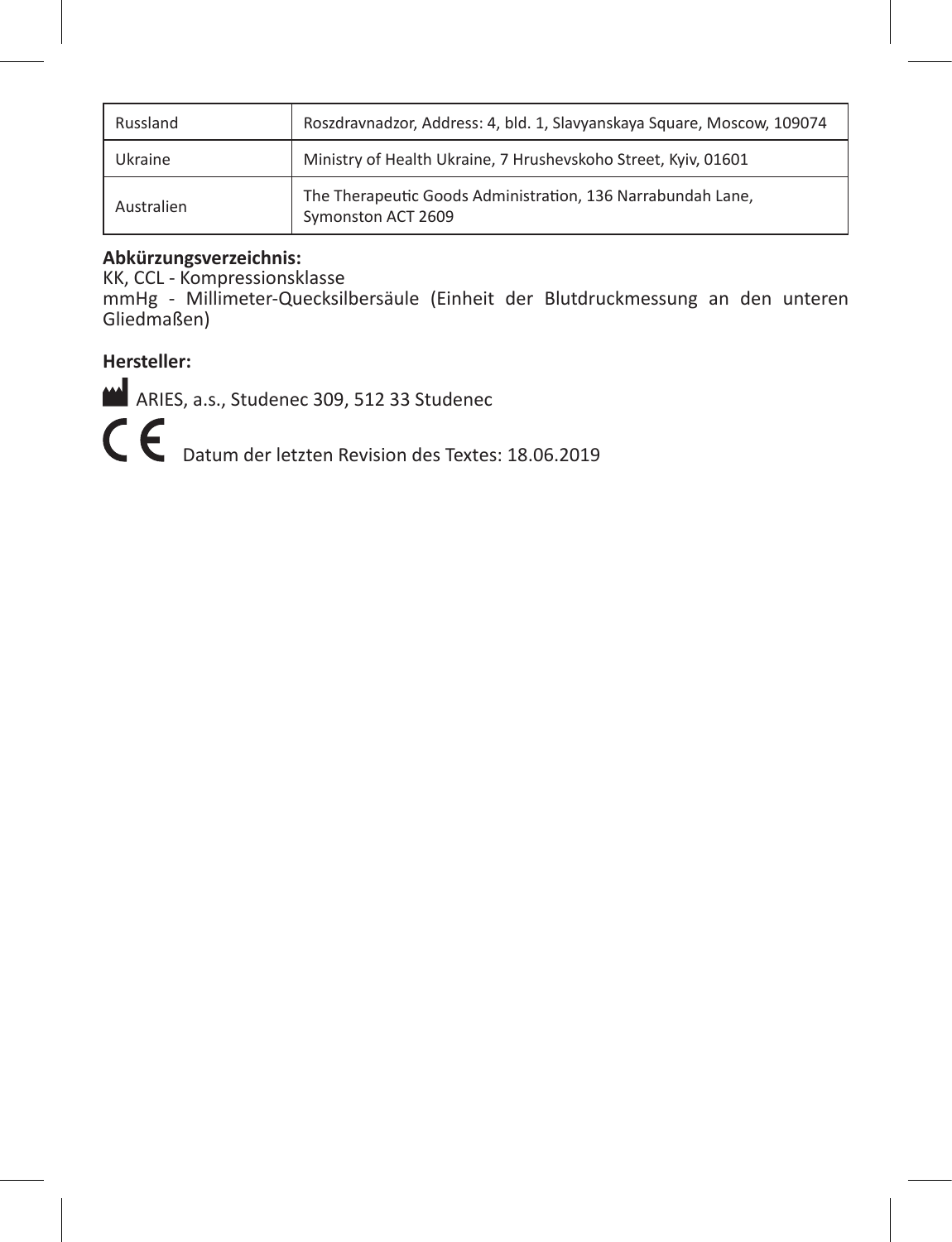| Russland | Roszdravnadzor, Address: 4, bld. 1, Slavyanskaya Square, Moscow, 109074 |
|---|---|
| Ukraine | Ministry of Health Ukraine, 7 Hrushevskoho Street, Kyiv, 01601 |
| Australien | The Therapeutic Goods Administration, 136 Narrabundah Lane, Symonston ACT 2609 |

**Abkürzungsverzeichnis:**
KK, CCL - Kompressionsklasse
mmHg - Millimeter-Quecksilbersäule (Einheit der Blutdruckmessung an den unteren Gliedmaßen)

**Hersteller:**

ARIES, a.s., Studenec 309, 512 33 Studenec

CE Datum der letzten Revision des Textes: 18.06.2019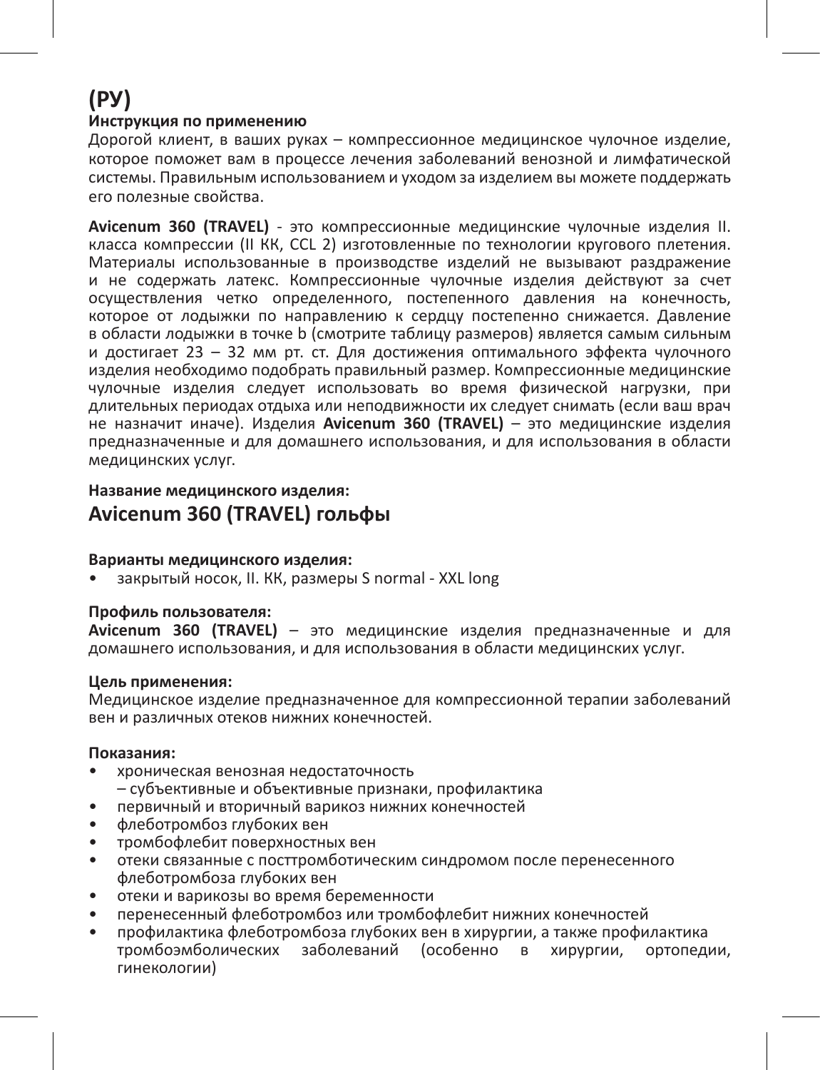# (РУ)

**Инструкция по применению**

Дорогой клиент, в ваших руках – компрессионное медицинское чулочное изделие, которое поможет вам в процессе лечения заболеваний венозной и лимфатической системы. Правильным использованием и уходом за изделием вы можете поддержать его полезные свойства.

**Avicenum 360 (TRAVEL)** - это компрессионные медицинские чулочные изделия II. класса компрессии (II КК, CCL 2) изготовленные по технологии кругового плетения. Материалы использованные в производстве изделий не вызывают раздражение и не содержать латекс. Компрессионные чулочные изделия действуют за счет осуществления четко определенного, постепенного давления на конечность, которое от лодыжки по направлению к сердцу постепенно снижается. Давление в области лодыжки в точке b (смотрите таблицу размеров) является самым сильным и достигает 23 – 32 мм рт. ст. Для достижения оптимального эффекта чулочного изделия необходимо подобрать правильный размер. Компрессионные медицинские чулочные изделия следует использовать во время физической нагрузки, при длительных периодах отдыха или неподвижности их следует снимать (если ваш врач не назначит иначе). Изделия **Avicenum 360 (TRAVEL)** – это медицинские изделия предназначенные и для домашнего использования, и для использования в области медицинских услуг.

**Название медицинского изделия:**

## Avicenum 360 (TRAVEL) гольфы

**Варианты медицинского изделия:**

- закрытый носок, II. КК, размеры S normal - XXL long

**Профиль пользователя:**

**Avicenum 360 (TRAVEL)** – это медицинские изделия предназначенные и для домашнего использования, и для использования в области медицинских услуг.

**Цель применения:**

Медицинское изделие предназначенное для компрессионной терапии заболеваний вен и различных отеков нижних конечностей.

**Показания:**

- хроническая венозная недостаточность
  – субъективные и объективные признаки, профилактика
- первичный и вторичный варикоз нижних конечностей
- флеботромбоз глубоких вен
- тромбофлебит поверхностных вен
- отеки связанные с посттромботическим синдромом после перенесенного флеботромбоза глубоких вен
- отеки и варикозы во время беременности
- перенесенный флеботромбоз или тромбофлебит нижних конечностей
- профилактика флеботромбоза глубоких вен в хирургии, а также профилактика тромбоэмболических заболеваний (особенно в хирургии, ортопедии, гинекологии)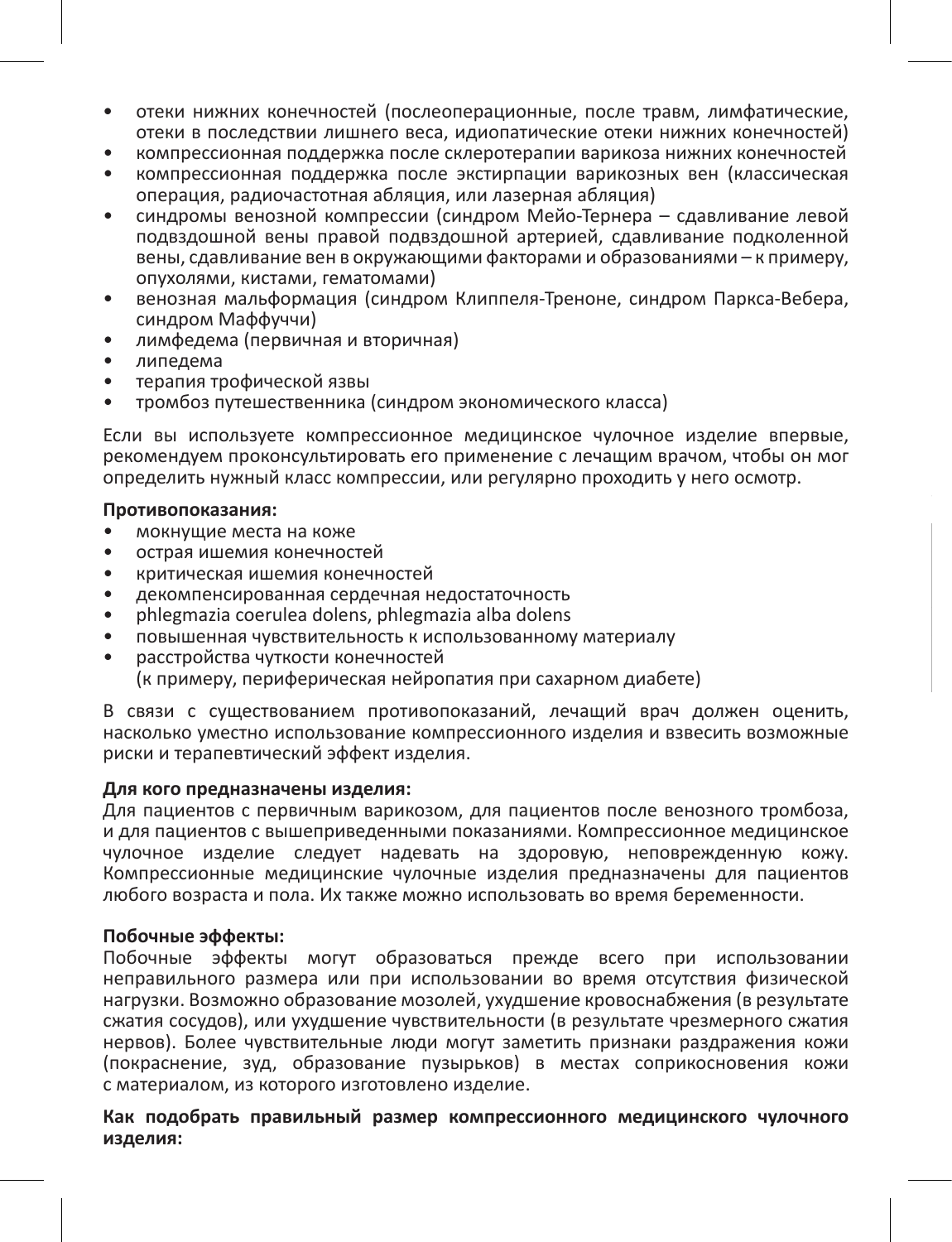- отеки нижних конечностей (послеоперационные, после травм, лимфатические, отеки в последствии лишнего веса, идиопатические отеки нижних конечностей)
- компрессионная поддержка после склеротерапии варикоза нижних конечностей
- компрессионная поддержка после экстирпации варикозных вен (классическая операция, радиочастотная абляция, или лазерная абляция)
- синдромы венозной компрессии (синдром Мейо-Тернера – сдавливание левой подвздошной вены правой подвздошной артерией, сдавливание подколенной вены, сдавливание вен в окружающими факторами и образованиями – к примеру, опухолями, кистами, гематомами)
- венозная мальформация (синдром Клиппеля-Треноне, синдром Паркса-Вебера, синдром Маффуччи)
- лимфедема (первичная и вторичная)
- липедема
- терапия трофической язвы
- тромбоз путешественника (синдром экономического класса)

Если вы используете компрессионное медицинское чулочное изделие впервые, рекомендуем проконсультировать его применение с лечащим врачом, чтобы он мог определить нужный класс компрессии, или регулярно проходить у него осмотр.

**Противопоказания:**

- мокнущие места на коже
- острая ишемия конечностей
- критическая ишемия конечностей
- декомпенсированная сердечная недостаточность
- phlegmazia coerulea dolens, phlegmazia alba dolens
- повышенная чувствительность к использованному материалу
- расстройства чуткости конечностей  
  (к примеру, периферическая нейропатия при сахарном диабете)

В связи с существованием противопоказаний, лечащий врач должен оценить, насколько уместно использование компрессионного изделия и взвесить возможные риски и терапевтический эффект изделия.

**Для кого предназначены изделия:**
Для пациентов с первичным варикозом, для пациентов после венозного тромбоза, и для пациентов с вышеприведенными показаниями. Компрессионное медицинское чулочное изделие следует надевать на здоровую, неповрежденную кожу. Компрессионные медицинские чулочные изделия предназначены для пациентов любого возраста и пола. Их также можно использовать во время беременности.

**Побочные эффекты:**
Побочные эффекты могут образоваться прежде всего при использовании неправильного размера или при использовании во время отсутствия физической нагрузки. Возможно образование мозолей, ухудшение кровоснабжения (в результате сжатия сосудов), или ухудшение чувствительности (в результате чрезмерного сжатия нервов). Более чувствительные люди могут заметить признаки раздражения кожи (покраснение, зуд, образование пузырьков) в местах соприкосновения кожи с материалом, из которого изготовлено изделие.

**Как подобрать правильный размер компрессионного медицинского чулочного изделия:**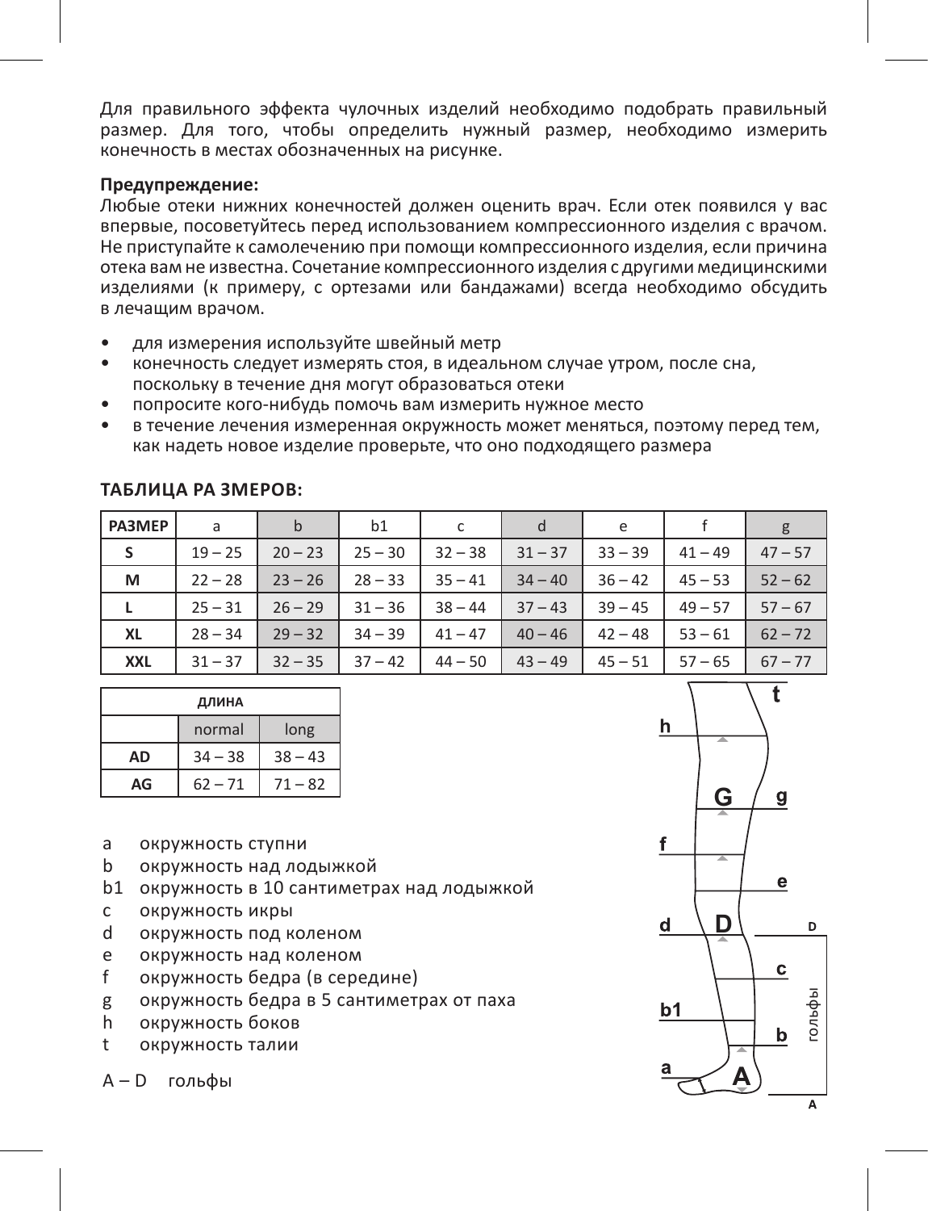Для правильного эффекта чулочных изделий необходимо подобрать правильный размер. Для того, чтобы определить нужный размер, необходимо измерить конечность в местах обозначенных на рисунке.

**Предупреждение:**
Любые отеки нижних конечностей должен оценить врач. Если отек появился у вас впервые, посоветуйтесь перед использованием компрессионного изделия с врачом. Не приступайте к самолечению при помощи компрессионного изделия, если причина отека вам не известна. Сочетание компрессионного изделия с другими медицинскими изделиями (к примеру, с ортезами или бандажами) всегда необходимо обсудить в лечащим врачом.

- для измерения используйте швейный метр
- конечность следует измерять стоя, в идеальном случае утром, после сна, поскольку в течение дня могут образоваться отеки
- попросите кого-нибудь помочь вам измерить нужное место
- в течение лечения измеренная окружность может меняться, поэтому перед тем, как надеть новое изделие проверьте, что оно подходящего размера

**ТАБЛИЦА РА ЗМЕРОВ:**

| РАЗМЕР | a | b | b1 | c | d | e | f | g |
|---|---|---|---|---|---|---|---|---|
| S | 19 – 25 | 20 – 23 | 25 – 30 | 32 – 38 | 31 – 37 | 33 – 39 | 41 – 49 | 47 – 57 |
| M | 22 – 28 | 23 – 26 | 28 – 33 | 35 – 41 | 34 – 40 | 36 – 42 | 45 – 53 | 52 – 62 |
| L | 25 – 31 | 26 – 29 | 31 – 36 | 38 – 44 | 37 – 43 | 39 – 45 | 49 – 57 | 57 – 67 |
| XL | 28 – 34 | 29 – 32 | 34 – 39 | 41 – 47 | 40 – 46 | 42 – 48 | 53 – 61 | 62 – 72 |
| XXL | 31 – 37 | 32 – 35 | 37 – 42 | 44 – 50 | 43 – 49 | 45 – 51 | 57 – 65 | 67 – 77 |

| ДЛИНА | | |
|---|---|---|
| | normal | long |
| AD | 34 – 38 | 38 – 43 |
| AG | 62 – 71 | 71 – 82 |

- a окружность ступни
- b окружность над лодыжкой
- b1 окружность в 10 сантиметрах над лодыжкой
- c окружность икры
- d окружность под коленом
- e окружность над коленом
- f окружность бедра (в середине)
- g окружность бедра в 5 сантиметрах от паха
- h окружность боков
- t окружность талии

A – D гольфы

t, h, G, g, f, e, d, D, c, b1, b, a, A, D, гольфы, A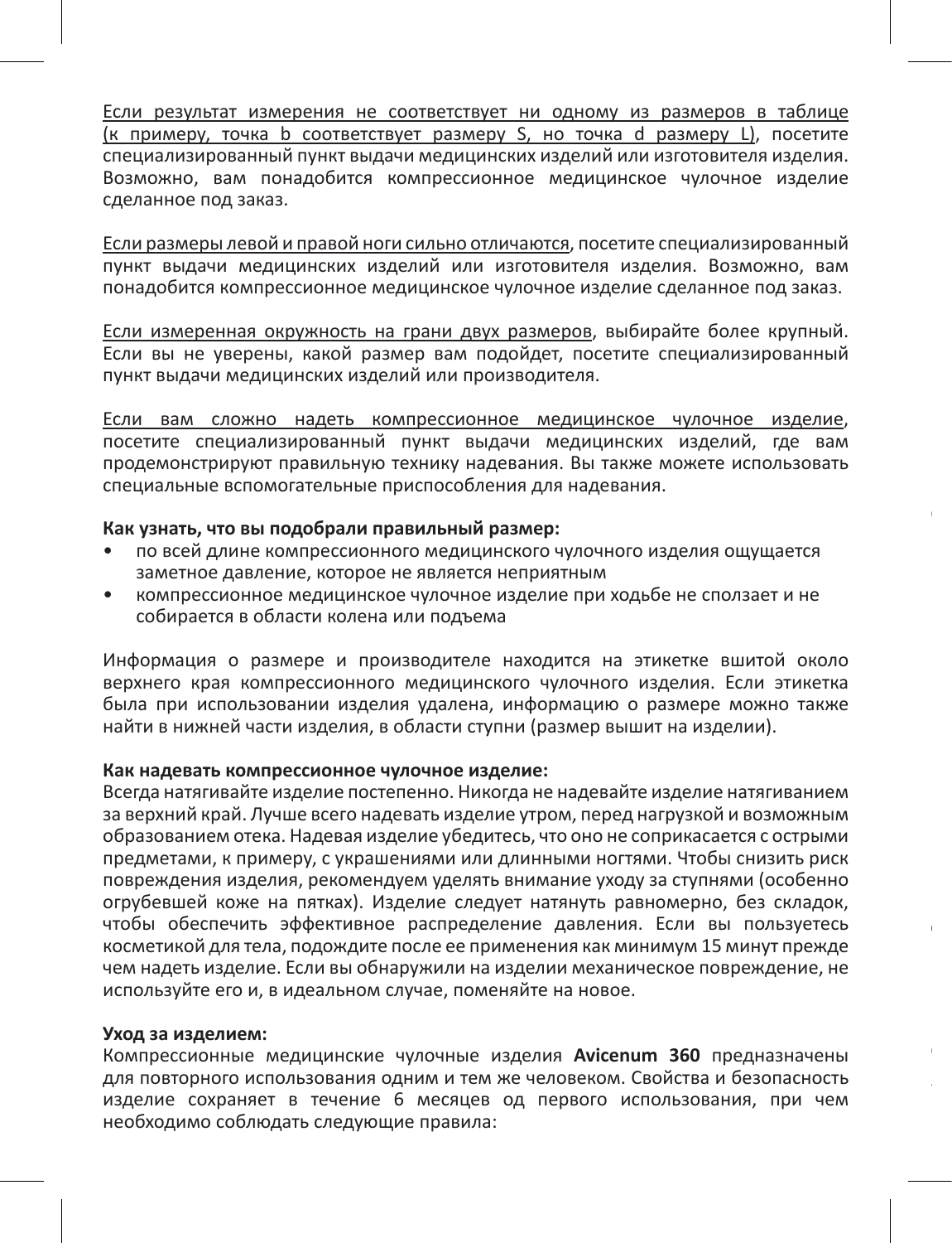Если результат измерения не соответствует ни одному из размеров в таблице (к примеру, точка b соответствует размеру S, но точка d размеру L), посетите специализированный пункт выдачи медицинских изделий или изготовителя изделия. Возможно, вам понадобится компрессионное медицинское чулочное изделие сделанное под заказ.

Если размеры левой и правой ноги сильно отличаются, посетите специализированный пункт выдачи медицинских изделий или изготовителя изделия. Возможно, вам понадобится компрессионное медицинское чулочное изделие сделанное под заказ.

Если измеренная окружность на грани двух размеров, выбирайте более крупный. Если вы не уверены, какой размер вам подойдет, посетите специализированный пункт выдачи медицинских изделий или производителя.

Если вам сложно надеть компрессионное медицинское чулочное изделие, посетите специализированный пункт выдачи медицинских изделий, где вам продемонстрируют правильную технику надевания. Вы также можете использовать специальные вспомогательные приспособления для надевания.

**Как узнать, что вы подобрали правильный размер:**

- по всей длине компрессионного медицинского чулочного изделия ощущается заметное давление, которое не является неприятным
- компрессионное медицинское чулочное изделие при ходьбе не сползает и не собирается в области колена или подъема

Информация о размере и производителе находится на этикетке вшитой около верхнего края компрессионного медицинского чулочного изделия. Если этикетка была при использовании изделия удалена, информацию о размере можно также найти в нижней части изделия, в области ступни (размер вышит на изделии).

**Как надевать компрессионное чулочное изделие:**
Всегда натягивайте изделие постепенно. Никогда не надевайте изделие натягиванием за верхний край. Лучше всего надевать изделие утром, перед нагрузкой и возможным образованием отека. Надевая изделие убедитесь, что оно не соприкасается с острыми предметами, к примеру, с украшениями или длинными ногтями. Чтобы снизить риск повреждения изделия, рекомендуем уделять внимание уходу за ступнями (особенно огрубевшей коже на пятках). Изделие следует натянуть равномерно, без складок, чтобы обеспечить эффективное распределение давления. Если вы пользуетесь косметикой для тела, подождите после ее применения как минимум 15 минут прежде чем надеть изделие. Если вы обнаружили на изделии механическое повреждение, не используйте его и, в идеальном случае, поменяйте на новое.

**Уход за изделием:**
Компрессионные медицинские чулочные изделия **Avicenum 360** предназначены для повторного использования одним и тем же человеком. Свойства и безопасность изделие сохраняет в течение 6 месяцев од первого использования, при чем необходимо соблюдать следующие правила: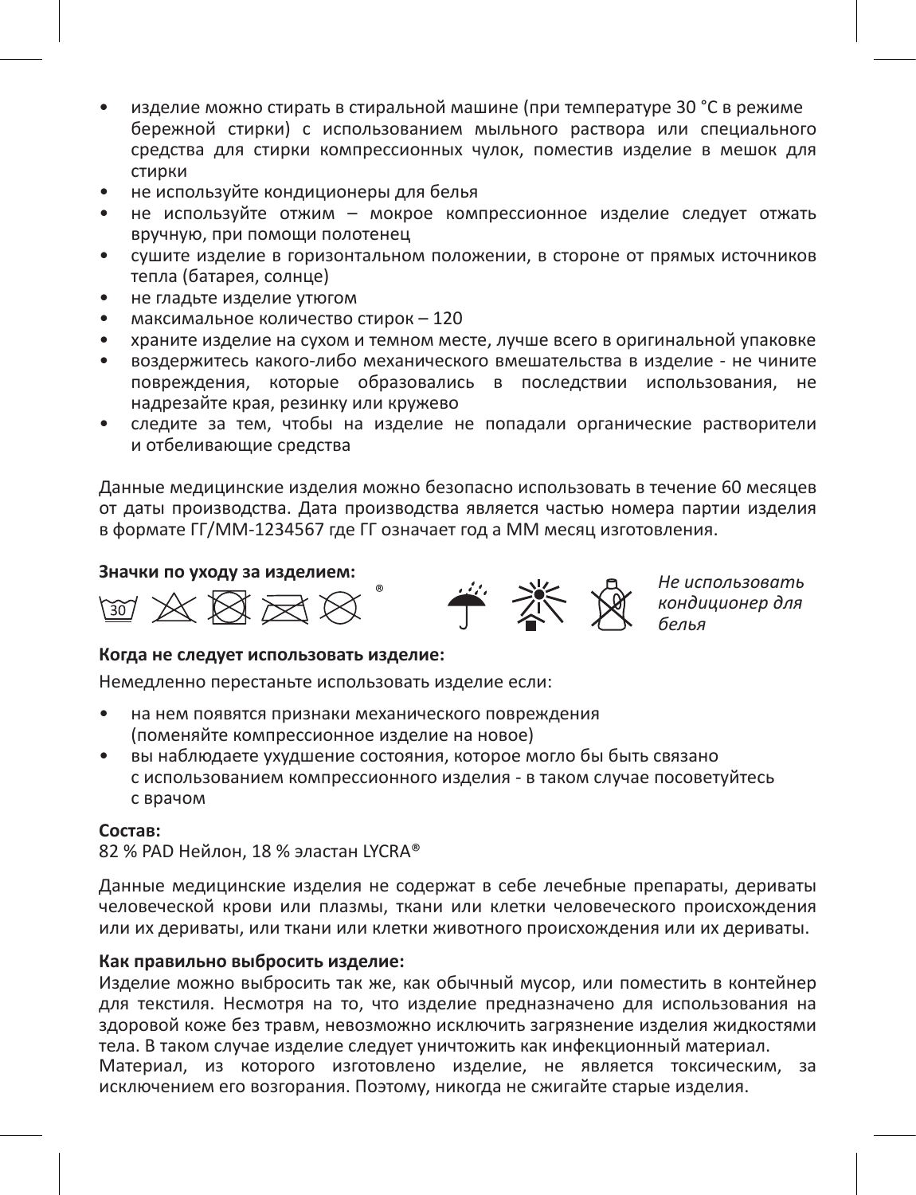- изделие можно стирать в стиральной машине (при температуре 30 °C в режиме бережной стирки) с использованием мыльного раствора или специального средства для стирки компрессионных чулок, поместив изделие в мешок для стирки
- не используйте кондиционеры для белья
- не используйте отжим – мокрое компрессионное изделие следует отжать вручную, при помощи полотенец
- сушите изделие в горизонтальном положении, в стороне от прямых источников тепла (батарея, солнце)
- не гладьте изделие утюгом
- максимальное количество стирок – 120
- храните изделие на сухом и темном месте, лучше всего в оригинальной упаковке
- воздержитесь какого-либо механического вмешательства в изделие - не чините повреждения, которые образовались в последствии использования, не надрезайте края, резинку или кружево
- следите за тем, чтобы на изделие не попадали органические растворители и отбеливающие средства

Данные медицинские изделия можно безопасно использовать в течение 60 месяцев от даты производства. Дата производства является частью номера партии изделия в формате ГГ/ММ-1234567 где ГГ означает год а ММ месяц изготовления.

**Значки по уходу за изделием:**

*Не использовать кондиционер для белья*

**Когда не следует использовать изделие:**

Немедленно перестаньте использовать изделие если:

- на нем появятся признаки механического повреждения (поменяйте компрессионное изделие на новое)
- вы наблюдаете ухудшение состояния, которое могло бы быть связано с использованием компрессионного изделия - в таком случае посоветуйтесь с врачом

**Состав:**
82 % PAD Нейлон, 18 % эластан LYCRA®

Данные медицинские изделия не содержат в себе лечебные препараты, дериваты человеческой крови или плазмы, ткани или клетки человеческого происхождения или их дериваты, или ткани или клетки животного происхождения или их дериваты.

**Как правильно выбросить изделие:**
Изделие можно выбросить так же, как обычный мусор, или поместить в контейнер для текстиля. Несмотря на то, что изделие предназначено для использования на здоровой коже без травм, невозможно исключить загрязнение изделия жидкостями тела. В таком случае изделие следует уничтожить как инфекционный материал.
Материал, из которого изготовлено изделие, не является токсическим, за исключением его возгорания. Поэтому, никогда не сжигайте старые изделия.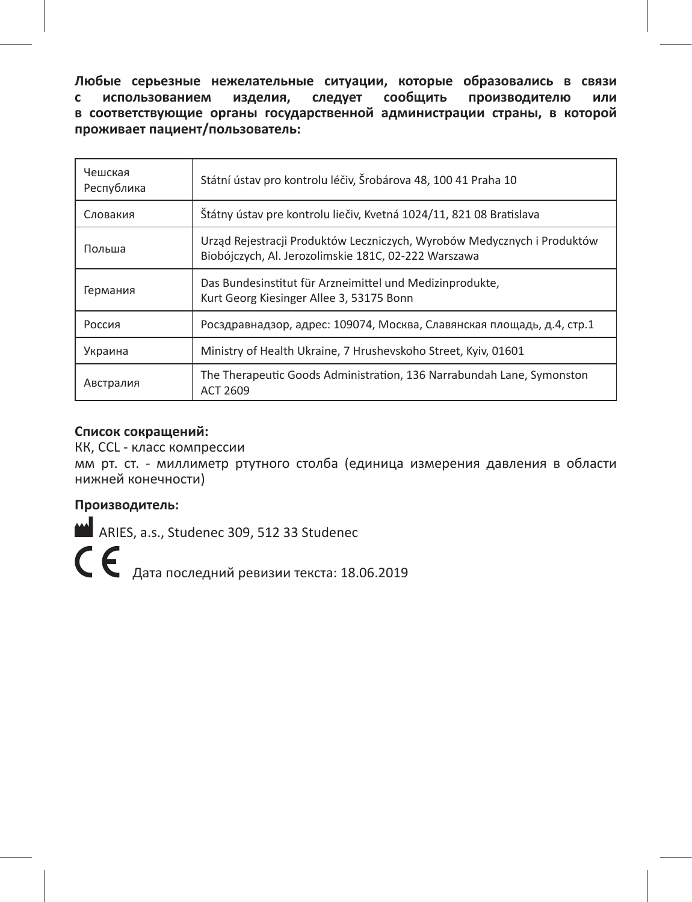**Любые серьезные нежелательные ситуации, которые образовались в связи с использованием изделия, следует сообщить производителю или в соответствующие органы государственной администрации страны, в которой проживает пациент/пользователь:**

| Чешская Республика | Státní ústav pro kontrolu léčiv, Šrobárova 48, 100 41 Praha 10 |
|---|---|
| Словакия | Štátny ústav pre kontrolu liečiv, Kvetná 1024/11, 821 08 Bratislava |
| Польша | Urząd Rejestracji Produktów Leczniczych, Wyrobów Medycznych i Produktów Biobójczych, Al. Jerozolimskie 181C, 02-222 Warszawa |
| Германия | Das Bundesinstitut für Arzneimittel und Medizinprodukte, Kurt Georg Kiesinger Allee 3, 53175 Bonn |
| Россия | Росздравнадзор, адрес: 109074, Москва, Славянская площадь, д.4, стр.1 |
| Украина | Ministry of Health Ukraine, 7 Hrushevskoho Street, Kyiv, 01601 |
| Австралия | The Therapeutic Goods Administration, 136 Narrabundah Lane, Symonston ACT 2609 |

**Список сокращений:**

КК, CCL - класс компрессии

мм рт. ст. - миллиметр ртутного столба (единица измерения давления в области нижней конечности)

**Производитель:**

ARIES, a.s., Studenec 309, 512 33 Studenec

CE Дата последний ревизии текста: 18.06.2019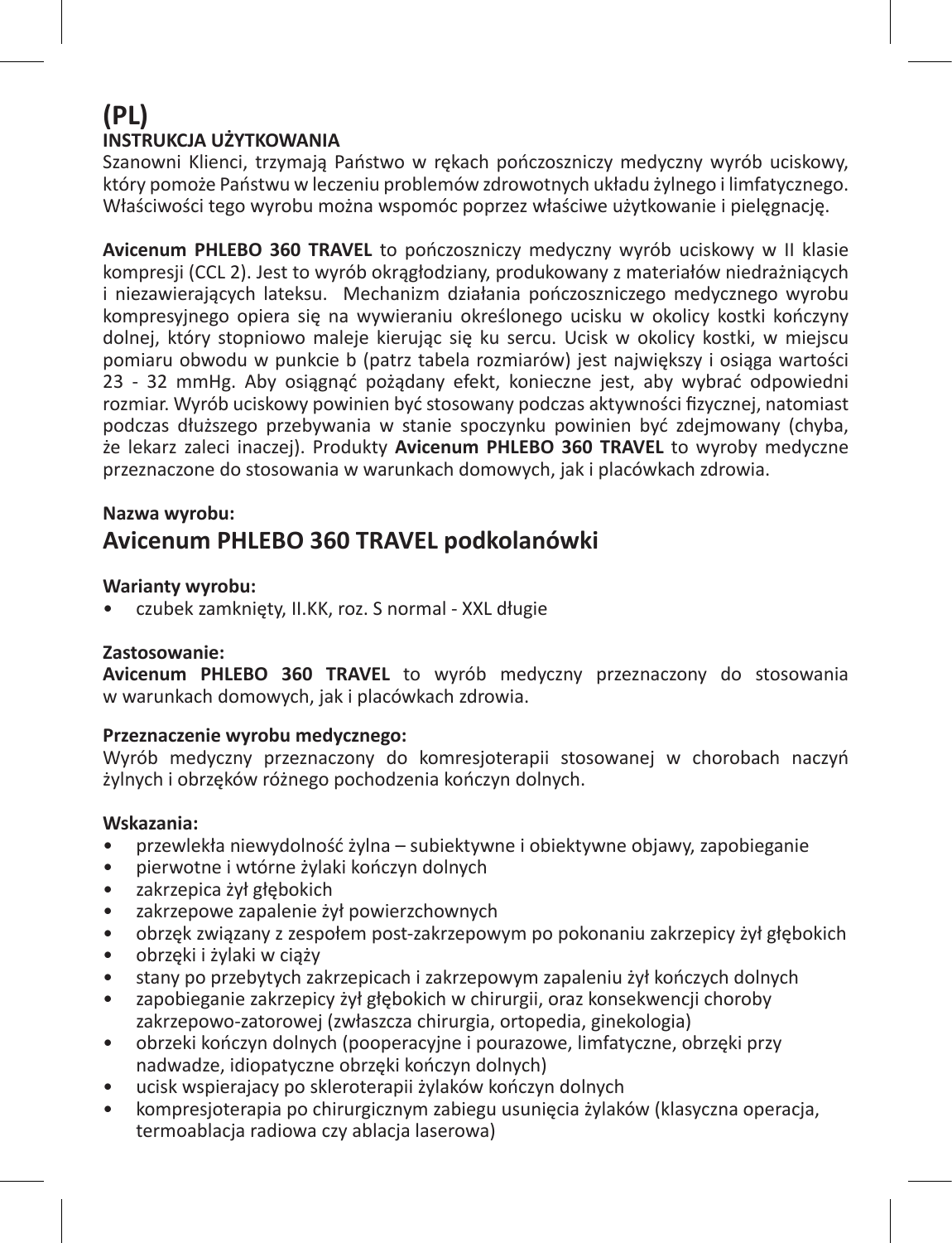# (PL)

## INSTRUKCJA UŻYTKOWANIA

Szanowni Klienci, trzymają Państwo w rękach pończoszniczy medyczny wyrób uciskowy, który pomoże Państwu w leczeniu problemów zdrowotnych układu żylnego i limfatycznego. Właściwości tego wyrobu można wspomóc poprzez właściwe użytkowanie i pielęgnację.

**Avicenum PHLEBO 360 TRAVEL** to pończoszniczy medyczny wyrób uciskowy w II klasie kompresji (CCL 2). Jest to wyrób okrągłodziany, produkowany z materiałów niedrażniących i niezawierających lateksu. Mechanizm działania pończoszniczego medycznego wyrobu kompresyjnego opiera się na wywieraniu określonego ucisku w okolicy kostki kończyny dolnej, który stopniowo maleje kierując się ku sercu. Ucisk w okolicy kostki, w miejscu pomiaru obwodu w punkcie b (patrz tabela rozmiarów) jest największy i osiąga wartości 23 - 32 mmHg. Aby osiągnąć pożądany efekt, konieczne jest, aby wybrać odpowiedni rozmiar. Wyrób uciskowy powinien być stosowany podczas aktywności fizycznej, natomiast podczas dłuższego przebywania w stanie spoczynku powinien być zdejmowany (chyba, że lekarz zaleci inaczej). Produkty **Avicenum PHLEBO 360 TRAVEL** to wyroby medyczne przeznaczone do stosowania w warunkach domowych, jak i placówkach zdrowia.

**Nazwa wyrobu:**

## Avicenum PHLEBO 360 TRAVEL podkolanówki

**Warianty wyrobu:**

- czubek zamknięty, II.KK, roz. S normal - XXL długie

**Zastosowanie:**

**Avicenum PHLEBO 360 TRAVEL** to wyrób medyczny przeznaczony do stosowania w warunkach domowych, jak i placówkach zdrowia.

**Przeznaczenie wyrobu medycznego:**

Wyrób medyczny przeznaczony do komresjoterapii stosowanej w chorobach naczyń żylnych i obrzęków różnego pochodzenia kończyn dolnych.

**Wskazania:**

- przewlekła niewydolność żylna – subiektywne i obiektywne objawy, zapobieganie
- pierwotne i wtórne żylaki kończyn dolnych
- zakrzepica żył głębokich
- zakrzepowe zapalenie żył powierzchownych
- obrzęk związany z zespołem post-zakrzepowym po pokonaniu zakrzepicy żył głębokich
- obrzęki i żylaki w ciąży
- stany po przebytych zakrzepicach i zakrzepowym zapaleniu żył kończych dolnych
- zapobieganie zakrzepicy żył głębokich w chirurgii, oraz konsekwencji choroby zakrzepowo-zatorowej (zwłaszcza chirurgia, ortopedia, ginekologia)
- obrzeki kończyn dolnych (pooperacyjne i pourazowe, limfatyczne, obrzęki przy nadwadze, idiopatyczne obrzęki kończyn dolnych)
- ucisk wspierajacy po skleroterapii żylaków kończyn dolnych
- kompresjoterapia po chirurgicznym zabiegu usunięcia żylaków (klasyczna operacja, termoablacja radiowa czy ablacja laserowa)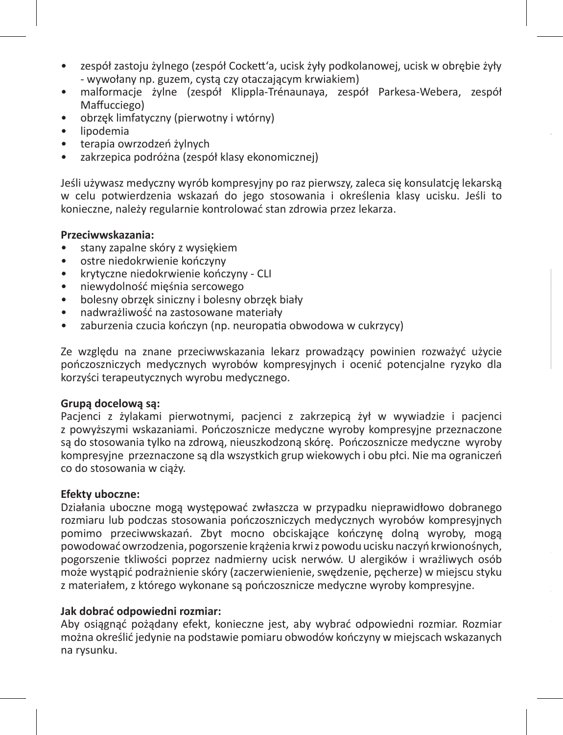- zespół zastoju żylnego (zespół Cockett'a, ucisk żyły podkolanowej, ucisk w obrębie żyły - wywołany np. guzem, cystą czy otaczającym krwiakiem)
- malformacje żylne (zespół Klippla-Trénaunaya, zespół Parkesa-Webera, zespół Maffucciego)
- obrzęk limfatyczny (pierwotny i wtórny)
- lipodemia
- terapia owrzodzeń żylnych
- zakrzepica podróżna (zespół klasy ekonomicznej)

Jeśli używasz medyczny wyrób kompresyjny po raz pierwszy, zaleca się konsulatcję lekarską w celu potwierdzenia wskazań do jego stosowania i określenia klasy ucisku. Jeśli to konieczne, należy regularnie kontrolować stan zdrowia przez lekarza.

**Przeciwwskazania:**

- stany zapalne skóry z wysiękiem
- ostre niedokrwienie kończyny
- krytyczne niedokrwienie kończyny - CLI
- niewydolność mięśnia sercowego
- bolesny obrzęk siniczny i bolesny obrzęk biały
- nadwrażliwość na zastosowane materiały
- zaburzenia czucia kończyn (np. neuropatia obwodowa w cukrzycy)

Ze względu na znane przeciwwskazania lekarz prowadzący powinien rozważyć użycie pończoszniczych medycznych wyrobów kompresyjnych i ocenić potencjalne ryzyko dla korzyści terapeutycznych wyrobu medycznego.

**Grupą docelową są:**
Pacjenci z żylakami pierwotnymi, pacjenci z zakrzepicą żył w wywiadzie i pacjenci z powyższymi wskazaniami. Pończosznicze medyczne wyroby kompresyjne przeznaczone są do stosowania tylko na zdrową, nieuszkodzoną skórę. Pończosznicze medyczne wyroby kompresyjne przeznaczone są dla wszystkich grup wiekowych i obu płci. Nie ma ograniczeń co do stosowania w ciąży.

**Efekty uboczne:**
Działania uboczne mogą występować zwłaszcza w przypadku nieprawidłowo dobranego rozmiaru lub podczas stosowania pończoszniczych medycznych wyrobów kompresyjnych pomimo przeciwwskazań. Zbyt mocno obciskające kończynę dolną wyroby, mogą powodować owrzodzenia, pogorszenie krążenia krwi z powodu ucisku naczyń krwionośnych, pogorszenie tkliwości poprzez nadmierny ucisk nerwów. U alergików i wrażliwych osób może wystąpić podrażnienie skóry (zaczerwienienie, swędzenie, pęcherze) w miejscu styku z materiałem, z którego wykonane są pończosznicze medyczne wyroby kompresyjne.

**Jak dobrać odpowiedni rozmiar:**
Aby osiągnąć pożądany efekt, konieczne jest, aby wybrać odpowiedni rozmiar. Rozmiar można określić jedynie na podstawie pomiaru obwodów kończyny w miejscach wskazanych na rysunku.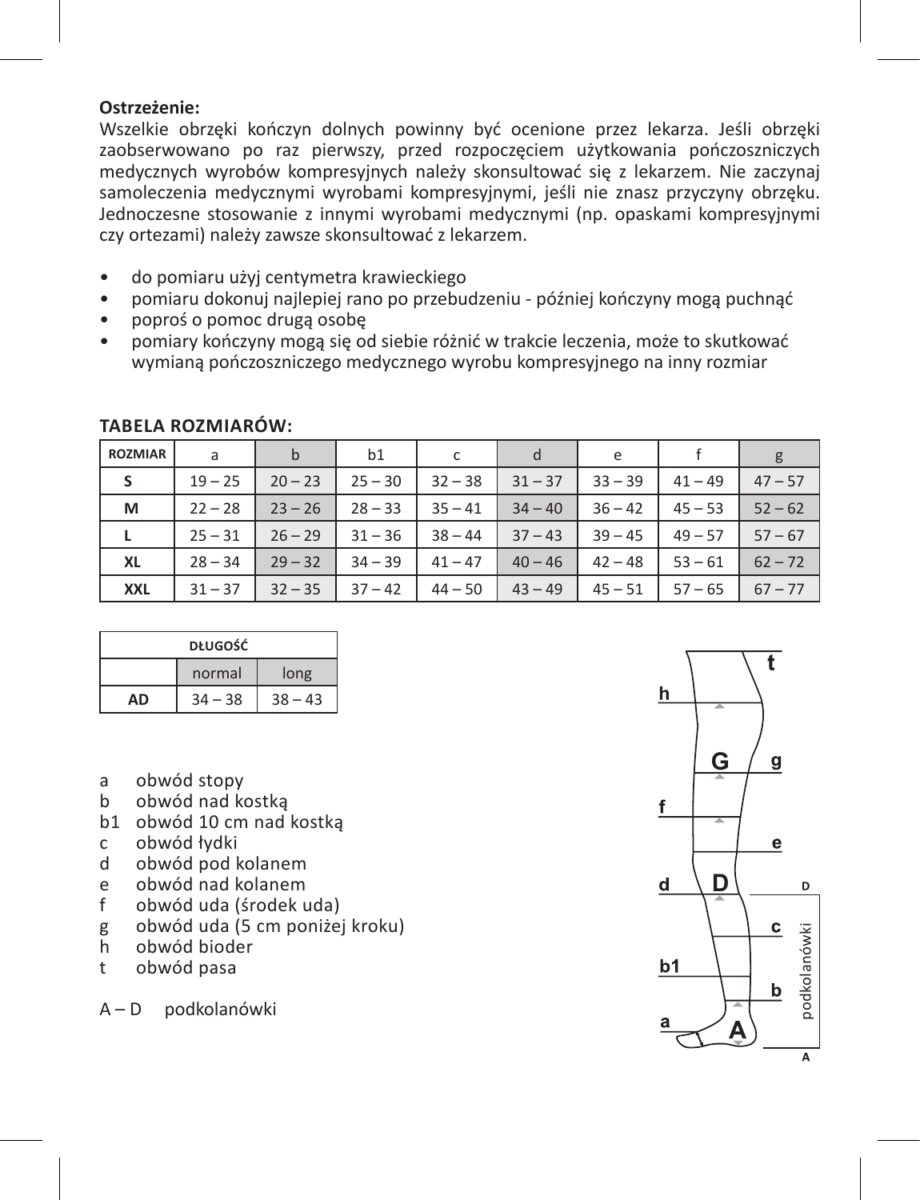**Ostrzeżenie:**

Wszelkie obrzęki kończyn dolnych powinny być ocenione przez lekarza. Jeśli obrzęki zaobserwowano po raz pierwszy, przed rozpoczęciem użytkowania pończoszniczych medycznych wyrobów kompresyjnych należy skonsultować się z lekarzem. Nie zaczynaj samoleczenia medycznymi wyrobami kompresyjnymi, jeśli nie znasz przyczyny obrzęku. Jednoczesne stosowanie z innymi wyrobami medycznymi (np. opaskami kompresyjnymi czy ortezami) należy zawsze skonsultować z lekarzem.

- do pomiaru użyj centymetra krawieckiego
- pomiaru dokonuj najlepiej rano po przebudzeniu - później kończyny mogą puchnąć
- poproś o pomoc drugą osobę
- pomiary kończyny mogą się od siebie różnić w trakcie leczenia, może to skutkować wymianą pończoszniczego medycznego wyrobu kompresyjnego na inny rozmiar

**TABELA ROZMIARÓW:**

| ROZMIAR | a | b | b1 | c | d | e | f | g |
|---|---|---|---|---|---|---|---|---|
| S | 19 – 25 | 20 – 23 | 25 – 30 | 32 – 38 | 31 – 37 | 33 – 39 | 41 – 49 | 47 – 57 |
| M | 22 – 28 | 23 – 26 | 28 – 33 | 35 – 41 | 34 – 40 | 36 – 42 | 45 – 53 | 52 – 62 |
| L | 25 – 31 | 26 – 29 | 31 – 36 | 38 – 44 | 37 – 43 | 39 – 45 | 49 – 57 | 57 – 67 |
| XL | 28 – 34 | 29 – 32 | 34 – 39 | 41 – 47 | 40 – 46 | 42 – 48 | 53 – 61 | 62 – 72 |
| XXL | 31 – 37 | 32 – 35 | 37 – 42 | 44 – 50 | 43 – 49 | 45 – 51 | 57 – 65 | 67 – 77 |

| DŁUGOŚĆ | | |
|---|---|---|
| | normal | long |
| AD | 34 – 38 | 38 – 43 |

- a obwód stopy
- b obwód nad kostką
- b1 obwód 10 cm nad kostką
- c obwód łydki
- d obwód pod kolanem
- e obwód nad kolanem
- f obwód uda (środek uda)
- g obwód uda (5 cm poniżej kroku)
- h obwód bioder
- t obwód pasa

A – D podkolanówki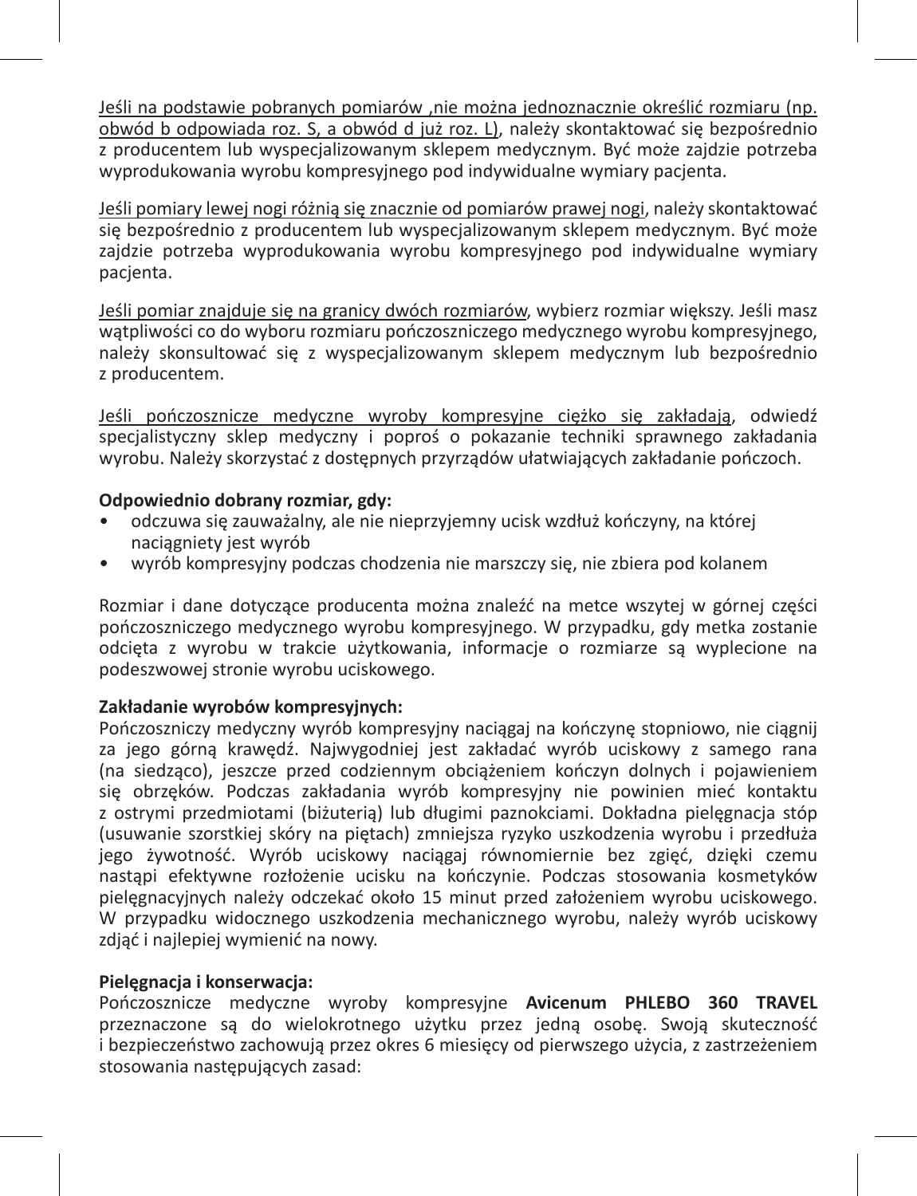Jeśli na podstawie pobranych pomiarów ,nie można jednoznacznie określić rozmiaru (np. obwód b odpowiada roz. S, a obwód d już roz. L), należy skontaktować się bezpośrednio z producentem lub wyspecjalizowanym sklepem medycznym. Być może zajdzie potrzeba wyprodukowania wyrobu kompresyjnego pod indywidualne wymiary pacjenta.

Jeśli pomiary lewej nogi różnią się znacznie od pomiarów prawej nogi, należy skontaktować się bezpośrednio z producentem lub wyspecjalizowanym sklepem medycznym. Być może zajdzie potrzeba wyprodukowania wyrobu kompresyjnego pod indywidualne wymiary pacjenta.

Jeśli pomiar znajduje się na granicy dwóch rozmiarów, wybierz rozmiar większy. Jeśli masz wątpliwości co do wyboru rozmiaru pończoszniczego medycznego wyrobu kompresyjnego, należy skonsultować się z wyspecjalizowanym sklepem medycznym lub bezpośrednio z producentem.

Jeśli pończosznicze medyczne wyroby kompresyjne ciężko się zakładają, odwiedź specjalistyczny sklep medyczny i poproś o pokazanie techniki sprawnego zakładania wyrobu. Należy skorzystać z dostępnych przyrządów ułatwiających zakładanie pończoch.

**Odpowiednio dobrany rozmiar, gdy:**

- odczuwa się zauważalny, ale nie nieprzyjemny ucisk wzdłuż kończyny, na której naciągniety jest wyrób
- wyrób kompresyjny podczas chodzenia nie marszczy się, nie zbiera pod kolanem

Rozmiar i dane dotyczące producenta można znaleźć na metce wszytej w górnej części pończoszniczego medycznego wyrobu kompresyjnego. W przypadku, gdy metka zostanie odcięta z wyrobu w trakcie użytkowania, informacje o rozmiarze są wyplecione na podeszwowej stronie wyrobu uciskowego.

**Zakładanie wyrobów kompresyjnych:**

Pończoszniczy medyczny wyrób kompresyjny naciągaj na kończynę stopniowo, nie ciągnij za jego górną krawędź. Najwygodniej jest zakładać wyrób uciskowy z samego rana (na siedząco), jeszcze przed codziennym obciążeniem kończyn dolnych i pojawieniem się obrzęków. Podczas zakładania wyrób kompresyjny nie powinien mieć kontaktu z ostrymi przedmiotami (biżuterią) lub długimi paznokciami. Dokładna pielęgnacja stóp (usuwanie szorstkiej skóry na piętach) zmniejsza ryzyko uszkodzenia wyrobu i przedłuża jego żywotność. Wyrób uciskowy naciągaj równomiernie bez zgięć, dzięki czemu nastąpi efektywne rozłożenie ucisku na kończynie. Podczas stosowania kosmetyków pielęgnacyjnych należy odczekać około 15 minut przed założeniem wyrobu uciskowego. W przypadku widocznego uszkodzenia mechanicznego wyrobu, należy wyrób uciskowy zdjąć i najlepiej wymienić na nowy.

**Pielęgnacja i konserwacja:**

Pończosznicze medyczne wyroby kompresyjne **Avicenum PHLEBO 360 TRAVEL** przeznaczone są do wielokrotnego użytku przez jedną osobę. Swoją skuteczność i bezpieczeństwo zachowują przez okres 6 miesięcy od pierwszego użycia, z zastrzeżeniem stosowania następujących zasad: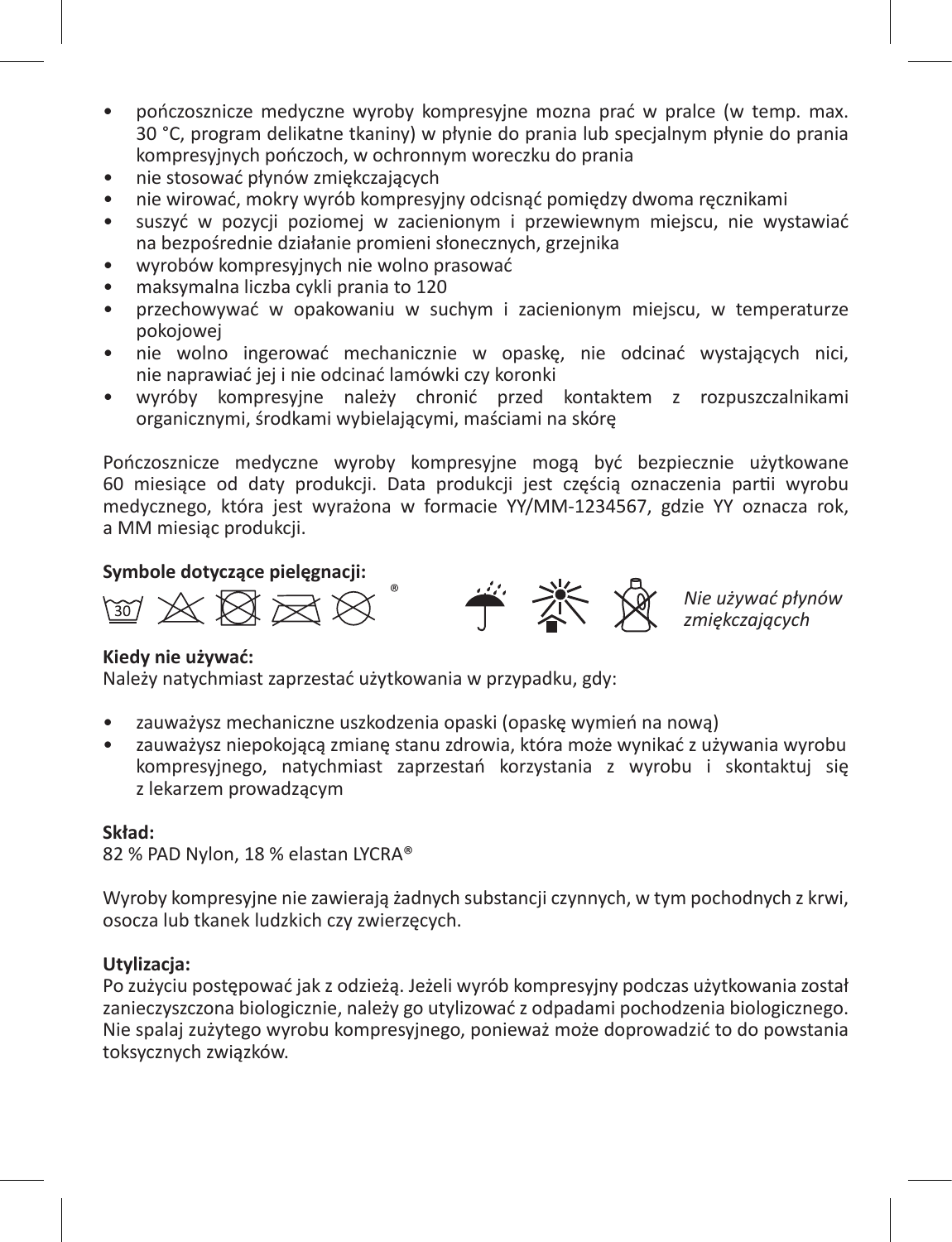- pończosznicze medyczne wyroby kompresyjne mozna prać w pralce (w temp. max. 30 °C, program delikatne tkaniny) w płynie do prania lub specjalnym płynie do prania kompresyjnych pończoch, w ochronnym woreczku do prania
- nie stosować płynów zmiękczających
- nie wirować, mokry wyrób kompresyjny odcisnąć pomiędzy dwoma ręcznikami
- suszyć w pozycji poziomej w zacienionym i przewiewnym miejscu, nie wystawiać na bezpośrednie działanie promieni słonecznych, grzejnika
- wyrobów kompresyjnych nie wolno prasować
- maksymalna liczba cykli prania to 120
- przechowywać w opakowaniu w suchym i zacienionym miejscu, w temperaturze pokojowej
- nie wolno ingerować mechanicznie w opaskę, nie odcinać wystających nici, nie naprawiać jej i nie odcinać lamówki czy koronki
- wyróby kompresyjne należy chronić przed kontaktem z rozpuszczalnikami organicznymi, środkami wybielającymi, maściami na skórę

Pończosznicze medyczne wyroby kompresyjne mogą być bezpiecznie użytkowane 60 miesiące od daty produkcji. Data produkcji jest częścią oznaczenia partii wyrobu medycznego, która jest wyrażona w formacie YY/MM-1234567, gdzie YY oznacza rok, a MM miesiąc produkcji.

**Symbole dotyczące pielęgnacji:**

*Nie używać płynów zmiękczających*

**Kiedy nie używać:**
Należy natychmiast zaprzestać użytkowania w przypadku, gdy:

- zauważysz mechaniczne uszkodzenia opaski (opaskę wymień na nową)
- zauważysz niepokojącą zmianę stanu zdrowia, która może wynikać z używania wyrobu kompresyjnego, natychmiast zaprzestań korzystania z wyrobu i skontaktuj się z lekarzem prowadzącym

**Skład:**
82 % PAD Nylon, 18 % elastan LYCRA®

Wyroby kompresyjne nie zawierają żadnych substancji czynnych, w tym pochodnych z krwi, osocza lub tkanek ludzkich czy zwierzęcych.

**Utylizacja:**
Po zużyciu postępować jak z odzieżą. Jeżeli wyrób kompresyjny podczas użytkowania został zanieczyszczona biologicznie, należy go utylizować z odpadami pochodzenia biologicznego. Nie spalaj zużytego wyrobu kompresyjnego, ponieważ może doprowadzić to do powstania toksycznych związków.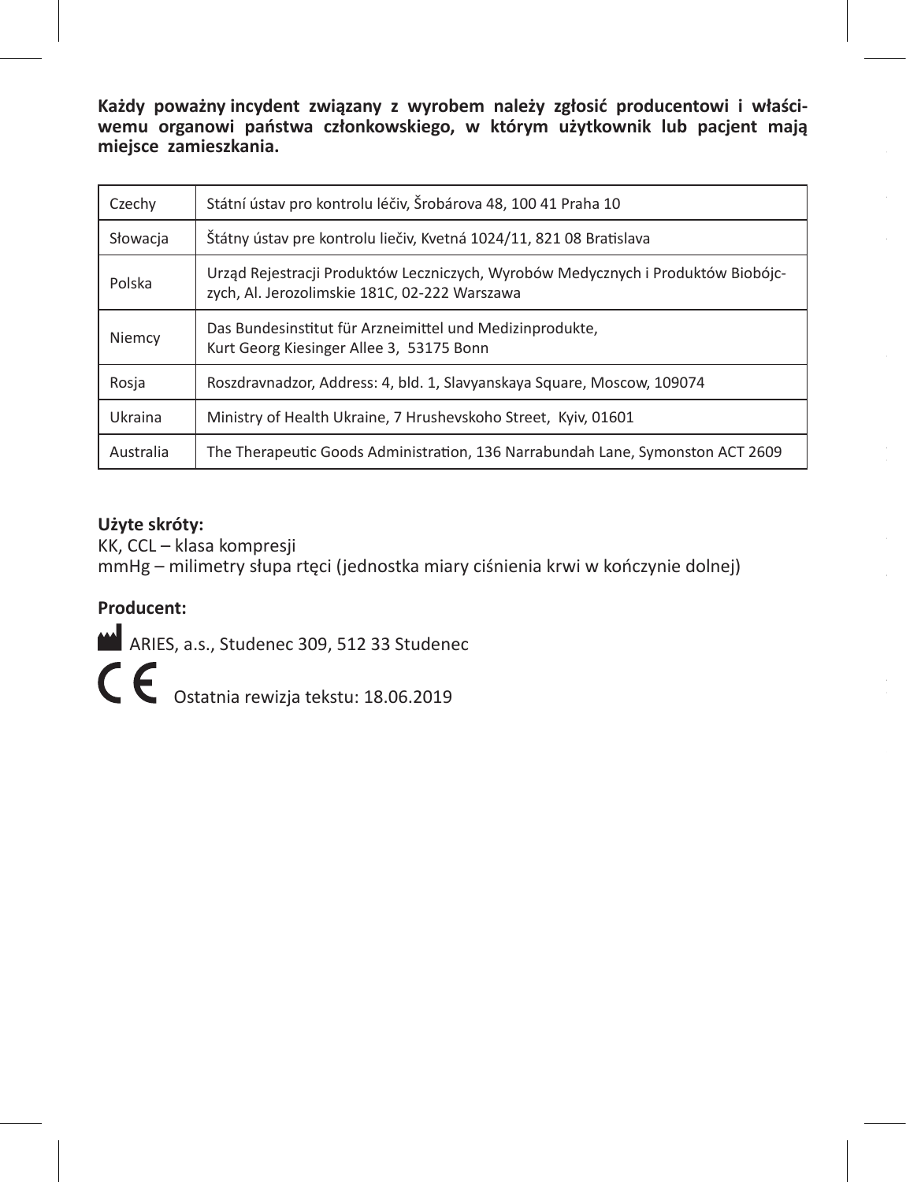**Każdy poważny incydent związany z wyrobem należy zgłosić producentowi i właściwemu organowi państwa członkowskiego, w którym użytkownik lub pacjent mają miejsce zamieszkania.**

| | |
|---|---|
| Czechy | Státní ústav pro kontrolu léčiv, Šrobárova 48, 100 41 Praha 10 |
| Słowacja | Štátny ústav pre kontrolu liečiv, Kvetná 1024/11, 821 08 Bratislava |
| Polska | Urząd Rejestracji Produktów Leczniczych, Wyrobów Medycznych i Produktów Biobójczych, Al. Jerozolimskie 181C, 02-222 Warszawa |
| Niemcy | Das Bundesinstitut für Arzneimittel und Medizinprodukte, Kurt Georg Kiesinger Allee 3, 53175 Bonn |
| Rosja | Roszdravnadzor, Address: 4, bld. 1, Slavyanskaya Square, Moscow, 109074 |
| Ukraina | Ministry of Health Ukraine, 7 Hrushevskoho Street, Kyiv, 01601 |
| Australia | The Therapeutic Goods Administration, 136 Narrabundah Lane, Symonston ACT 2609 |

**Użyte skróty:**

KK, CCL – klasa kompresji

mmHg – milimetry słupa rtęci (jednostka miary ciśnienia krwi w kończynie dolnej)

**Producent:**

ARIES, a.s., Studenec 309, 512 33 Studenec

CE Ostatnia rewizja tekstu: 18.06.2019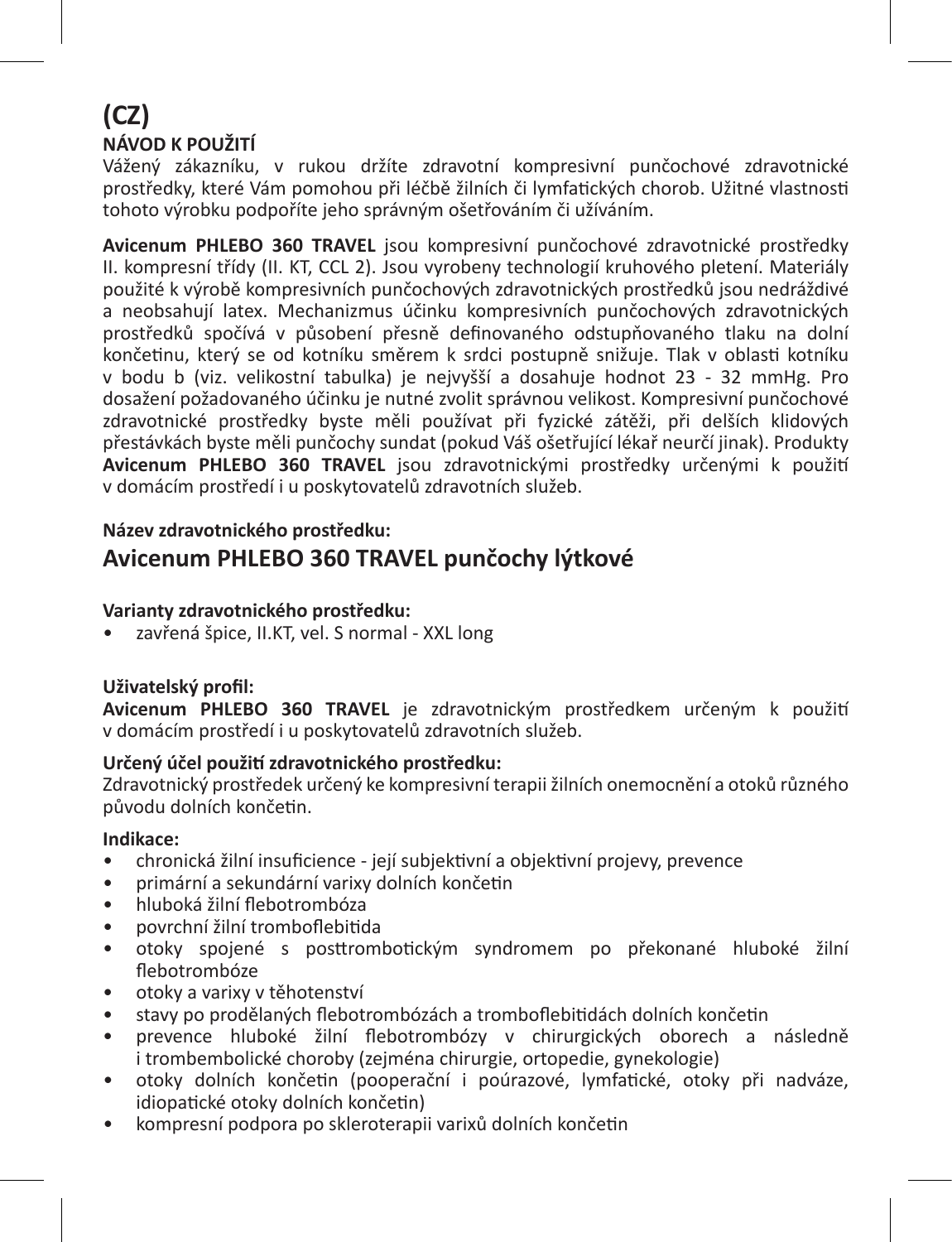# (CZ)

## NÁVOD K POUŽITÍ

Vážený zákazníku, v rukou držíte zdravotní kompresivní punčochové zdravotnické prostředky, které Vám pomohou při léčbě žilních či lymfatických chorob. Užitné vlastnosti tohoto výrobku podpoříte jeho správným ošetřováním či užíváním.

**Avicenum PHLEBO 360 TRAVEL** jsou kompresivní punčochové zdravotnické prostředky II. kompresní třídy (II. KT, CCL 2). Jsou vyrobeny technologií kruhového pletení. Materiály použité k výrobě kompresivních punčochových zdravotnických prostředků jsou nedráždivé a neobsahují latex. Mechanizmus účinku kompresivních punčochových zdravotnických prostředků spočívá v působení přesně definovaného odstupňovaného tlaku na dolní končetinu, který se od kotníku směrem k srdci postupně snižuje. Tlak v oblasti kotníku v bodu b (viz. velikostní tabulka) je nejvyšší a dosahuje hodnot 23 - 32 mmHg. Pro dosažení požadovaného účinku je nutné zvolit správnou velikost. Kompresivní punčochové zdravotnické prostředky byste měli používat při fyzické zátěži, při delších klidových přestávkách byste měli punčochy sundat (pokud Váš ošetřující lékař neurčí jinak). Produkty **Avicenum PHLEBO 360 TRAVEL** jsou zdravotnickými prostředky určenými k použití v domácím prostředí i u poskytovatelů zdravotních služeb.

**Název zdravotnického prostředku:**

## Avicenum PHLEBO 360 TRAVEL punčochy lýtkové

**Varianty zdravotnického prostředku:**

- zavřená špice, II.KT, vel. S normal - XXL long

**Uživatelský profil:**

**Avicenum PHLEBO 360 TRAVEL** je zdravotnickým prostředkem určeným k použití v domácím prostředí i u poskytovatelů zdravotních služeb.

**Určený účel použití zdravotnického prostředku:**

Zdravotnický prostředek určený ke kompresivní terapii žilních onemocnění a otoků různého původu dolních končetin.

**Indikace:**

- chronická žilní insuficience - její subjektivní a objektivní projevy, prevence
- primární a sekundární varixy dolních končetin
- hluboká žilní flebotrombóza
- povrchní žilní tromboflebitida
- otoky spojené s posttrombotickým syndromem po překonané hluboké žilní flebotrombóze
- otoky a varixy v těhotenství
- stavy po prodělaných flebotrombózách a tromboflebitidách dolních končetin
- prevence hluboké žilní flebotrombózy v chirurgických oborech a následně i trombembolické choroby (zejména chirurgie, ortopedie, gynekologie)
- otoky dolních končetin (pooperační i poúrazové, lymfatické, otoky při nadváze, idiopatické otoky dolních končetin)
- kompresní podpora po skleroterapii varixů dolních končetin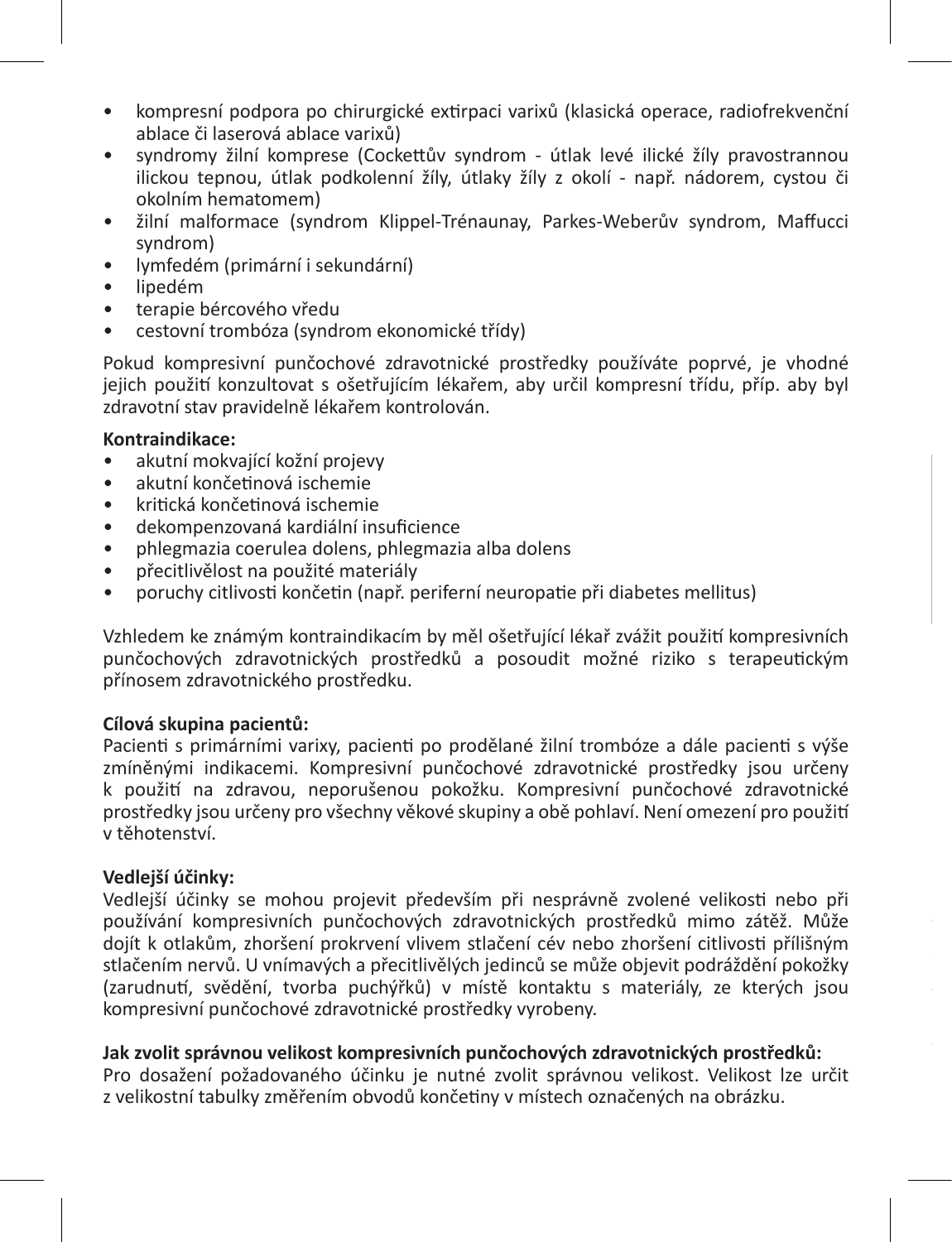- kompresní podpora po chirurgické extirpaci varixů (klasická operace, radiofrekvenční ablace či laserová ablace varixů)
- syndromy žilní komprese (Cockettův syndrom - útlak levé ilické žíly pravostrannou ilickou tepnou, útlak podkolenní žíly, útlaky žíly z okolí - např. nádorem, cystou či okolním hematomem)
- žilní malformace (syndrom Klippel-Trénaunay, Parkes-Weberův syndrom, Maffucci syndrom)
- lymfedém (primární i sekundární)
- lipedém
- terapie bércového vředu
- cestovní trombóza (syndrom ekonomické třídy)

Pokud kompresivní punčochové zdravotnické prostředky používáte poprvé, je vhodné jejich použití konzultovat s ošetřujícím lékařem, aby určil kompresní třídu, příp. aby byl zdravotní stav pravidelně lékařem kontrolován.

**Kontraindikace:**

- akutní mokvající kožní projevy
- akutní končetinová ischemie
- kritická končetinová ischemie
- dekompenzovaná kardiální insuficience
- phlegmazia coerulea dolens, phlegmazia alba dolens
- přecitlivělost na použité materiály
- poruchy citlivosti končetin (např. periferní neuropatie při diabetes mellitus)

Vzhledem ke známým kontraindikacím by měl ošetřující lékař zvážit použití kompresivních punčochových zdravotnických prostředků a posoudit možné riziko s terapeutickým přínosem zdravotnického prostředku.

**Cílová skupina pacientů:**

Pacienti s primárními varixy, pacienti po prodělané žilní trombóze a dále pacienti s výše zmíněnými indikacemi. Kompresivní punčochové zdravotnické prostředky jsou určeny k použití na zdravou, neporušenou pokožku. Kompresivní punčochové zdravotnické prostředky jsou určeny pro všechny věkové skupiny a obě pohlaví. Není omezení pro použití v těhotenství.

**Vedlejší účinky:**

Vedlejší účinky se mohou projevit především při nesprávně zvolené velikosti nebo při používání kompresivních punčochových zdravotnických prostředků mimo zátěž. Může dojít k otlakům, zhoršení prokrvení vlivem stlačení cév nebo zhoršení citlivosti přílišným stlačením nervů. U vnímavých a přecitlivělých jedinců se může objevit podráždění pokožky (zarudnutí, svědění, tvorba puchýřků) v místě kontaktu s materiály, ze kterých jsou kompresivní punčochové zdravotnické prostředky vyrobeny.

**Jak zvolit správnou velikost kompresivních punčochových zdravotnických prostředků:**

Pro dosažení požadovaného účinku je nutné zvolit správnou velikost. Velikost lze určit z velikostní tabulky změřením obvodů končetiny v místech označených na obrázku.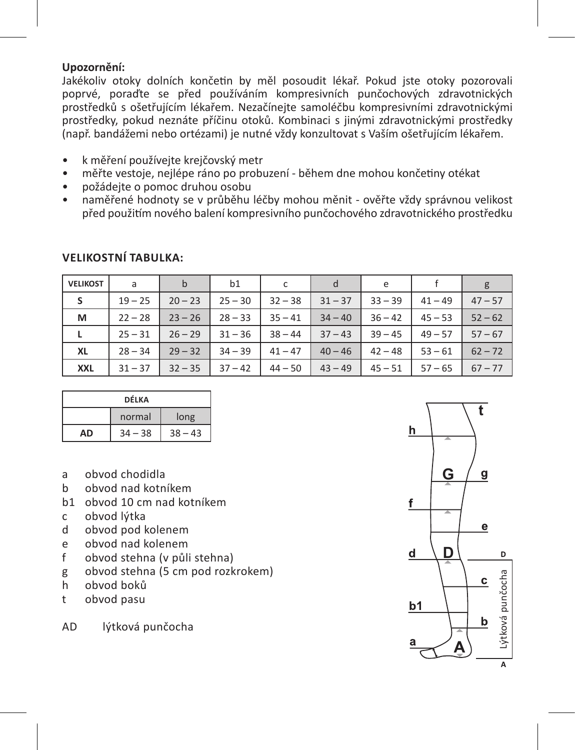**Upozornění:**
Jakékoliv otoky dolních končetin by měl posoudit lékař. Pokud jste otoky pozorovali poprvé, poraďte se před používáním kompresivních punčochových zdravotnických prostředků s ošetřujícím lékařem. Nezačínejte samoléčbu kompresivními zdravotnickými prostředky, pokud neznáte příčinu otoků. Kombinaci s jinými zdravotnickými prostředky (např. bandážemi nebo ortézami) je nutné vždy konzultovat s Vaším ošetřujícím lékařem.

- k měření používejte krejčovský metr
- měřte vestoje, nejlépe ráno po probuzení - během dne mohou končetiny otékat
- požádejte o pomoc druhou osobu
- naměřené hodnoty se v průběhu léčby mohou měnit - ověřte vždy správnou velikost před použitím nového balení kompresivního punčochového zdravotnického prostředku

**VELIKOSTNÍ TABULKA:**

| VELIKOST | a | b | b1 | c | d | e | f | g |
|---|---|---|---|---|---|---|---|---|
| S | 19 – 25 | 20 – 23 | 25 – 30 | 32 – 38 | 31 – 37 | 33 – 39 | 41 – 49 | 47 – 57 |
| M | 22 – 28 | 23 – 26 | 28 – 33 | 35 – 41 | 34 – 40 | 36 – 42 | 45 – 53 | 52 – 62 |
| L | 25 – 31 | 26 – 29 | 31 – 36 | 38 – 44 | 37 – 43 | 39 – 45 | 49 – 57 | 57 – 67 |
| XL | 28 – 34 | 29 – 32 | 34 – 39 | 41 – 47 | 40 – 46 | 42 – 48 | 53 – 61 | 62 – 72 |
| XXL | 31 – 37 | 32 – 35 | 37 – 42 | 44 – 50 | 43 – 49 | 45 – 51 | 57 – 65 | 67 – 77 |

| DÉLKA | | |
|---|---|---|
| | normal | long |
| AD | 34 – 38 | 38 – 43 |

a obvod chodidla
b obvod nad kotníkem
b1 obvod 10 cm nad kotníkem
c obvod lýtka
d obvod pod kolenem
e obvod nad kolenem
f obvod stehna (v půli stehna)
g obvod stehna (5 cm pod rozkrokem)
h obvod boků
t obvod pasu

AD lýtková punčocha

t
h
G g
f
e
d D D
c
b1
b
a A A
Lýtková punčocha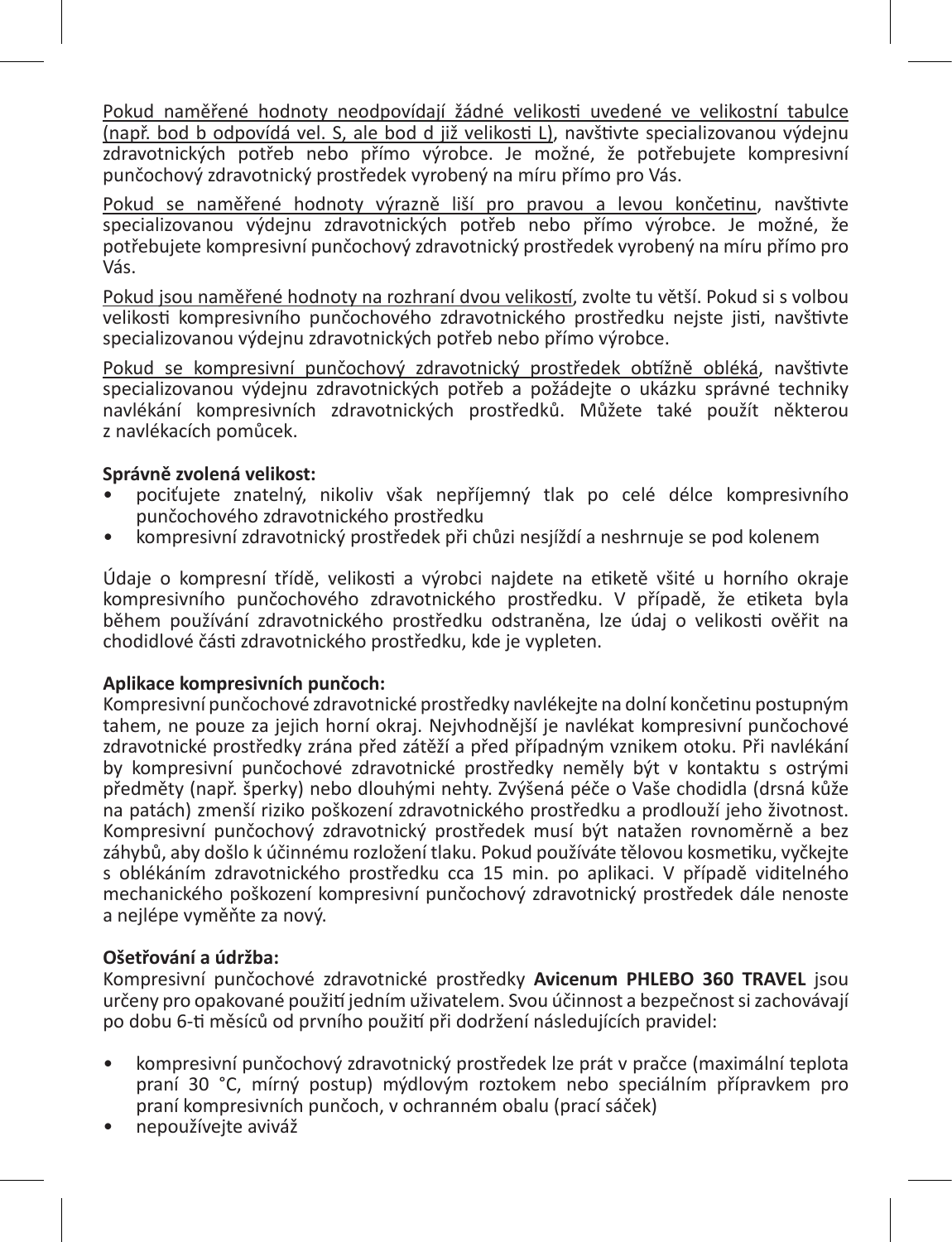Pokud naměřené hodnoty neodpovídají žádné velikosti uvedené ve velikostní tabulce (např. bod b odpovídá vel. S, ale bod d již velikosti L), navštivte specializovanou výdejnu zdravotnických potřeb nebo přímo výrobce. Je možné, že potřebujete kompresivní punčochový zdravotnický prostředek vyrobený na míru přímo pro Vás.

Pokud se naměřené hodnoty výrazně liší pro pravou a levou končetinu, navštivte specializovanou výdejnu zdravotnických potřeb nebo přímo výrobce. Je možné, že potřebujete kompresivní punčochový zdravotnický prostředek vyrobený na míru přímo pro Vás.

Pokud jsou naměřené hodnoty na rozhraní dvou velikostí, zvolte tu větší. Pokud si s volbou velikosti kompresivního punčochového zdravotnického prostředku nejste jisti, navštivte specializovanou výdejnu zdravotnických potřeb nebo přímo výrobce.

Pokud se kompresivní punčochový zdravotnický prostředek obtížně obléká, navštivte specializovanou výdejnu zdravotnických potřeb a požádejte o ukázku správné techniky navlékání kompresivních zdravotnických prostředků. Můžete také použít některou z navlékacích pomůcek.

**Správně zvolená velikost:**

- pociťujete znatelný, nikoliv však nepříjemný tlak po celé délce kompresivního punčochového zdravotnického prostředku
- kompresivní zdravotnický prostředek při chůzi nesjíždí a neshrnuje se pod kolenem

Údaje o kompresní třídě, velikosti a výrobci najdete na etiketě všité u horního okraje kompresivního punčochového zdravotnického prostředku. V případě, že etiketa byla během používání zdravotnického prostředku odstraněna, lze údaj o velikosti ověřit na chodidlové části zdravotnického prostředku, kde je vypleten.

**Aplikace kompresivních punčoch:**

Kompresivní punčochové zdravotnické prostředky navlékejte na dolní končetinu postupným tahem, ne pouze za jejich horní okraj. Nejvhodnější je navlékat kompresivní punčochové zdravotnické prostředky zrána před zátěží a před případným vznikem otoku. Při navlékání by kompresivní punčochové zdravotnické prostředky neměly být v kontaktu s ostrými předměty (např. šperky) nebo dlouhými nehty. Zvýšená péče o Vaše chodidla (drsná kůže na patách) zmenší riziko poškození zdravotnického prostředku a prodlouží jeho životnost. Kompresivní punčochový zdravotnický prostředek musí být natažen rovnoměrně a bez záhybů, aby došlo k účinnému rozložení tlaku. Pokud používáte tělovou kosmetiku, vyčkejte s oblékáním zdravotnického prostředku cca 15 min. po aplikaci. V případě viditelného mechanického poškození kompresivní punčochový zdravotnický prostředek dále nenoste a nejlépe vyměňte za nový.

**Ošetřování a údržba:**

Kompresivní punčochové zdravotnické prostředky **Avicenum PHLEBO 360 TRAVEL** jsou určeny pro opakované použití jedním uživatelem. Svou účinnost a bezpečnost si zachovávají po dobu 6-ti měsíců od prvního použití při dodržení následujících pravidel:

- kompresivní punčochový zdravotnický prostředek lze prát v pračce (maximální teplota praní 30 °C, mírný postup) mýdlovým roztokem nebo speciálním přípravkem pro praní kompresivních punčoch, v ochranném obalu (prací sáček)
- nepoužívejte aviváž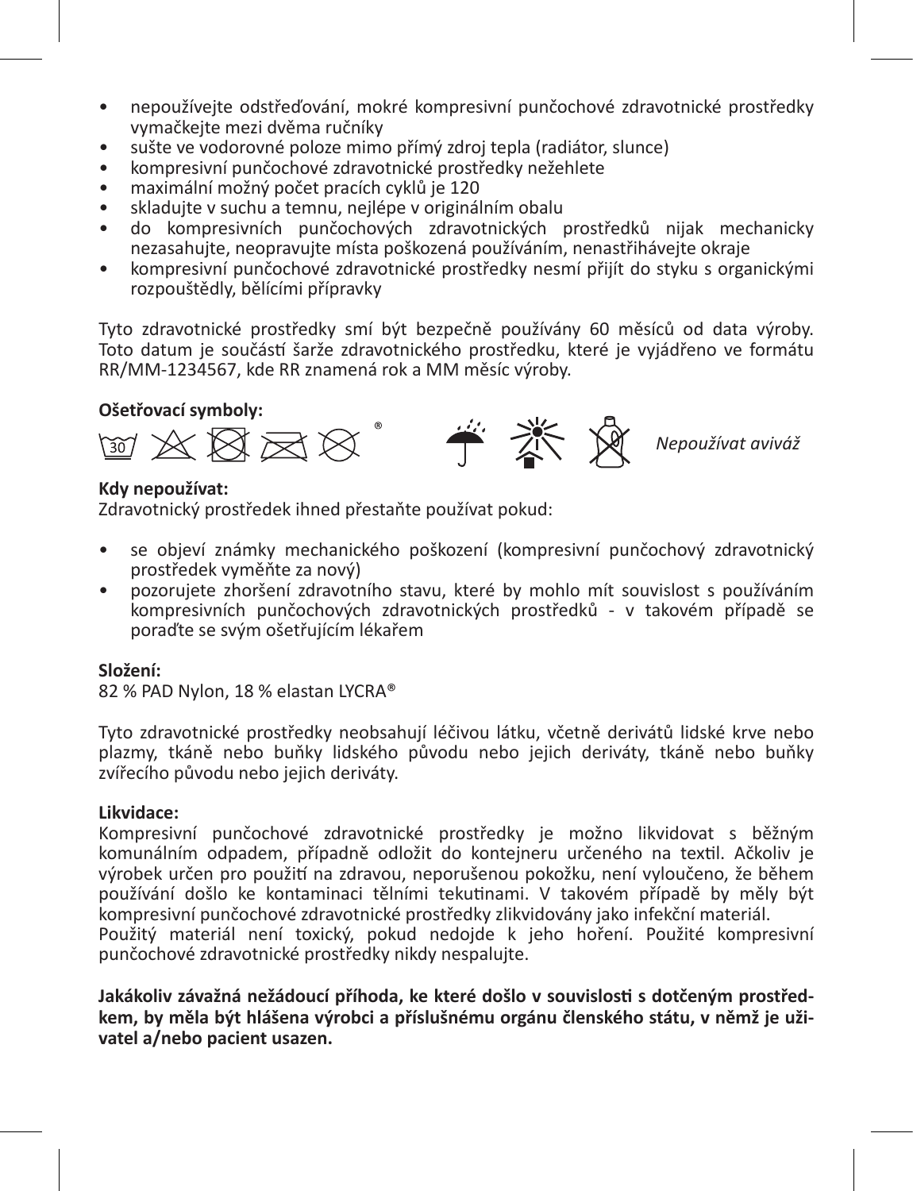- nepoužívejte odstřeďování, mokré kompresivní punčochové zdravotnické prostředky vymačkejte mezi dvěma ručníky
- sušte ve vodorovné poloze mimo přímý zdroj tepla (radiátor, slunce)
- kompresivní punčochové zdravotnické prostředky nežehlete
- maximální možný počet pracích cyklů je 120
- skladujte v suchu a temnu, nejlépe v originálním obalu
- do kompresivních punčochových zdravotnických prostředků nijak mechanicky nezasahujte, neopravujte místa poškozená používáním, nenastřihávejte okraje
- kompresivní punčochové zdravotnické prostředky nesmí přijít do styku s organickými rozpouštědly, bělícími přípravky

Tyto zdravotnické prostředky smí být bezpečně používány 60 měsíců od data výroby. Toto datum je součástí šarže zdravotnického prostředku, které je vyjádřeno ve formátu RR/MM-1234567, kde RR znamená rok a MM měsíc výroby.

**Ošetřovací symboly:**

*Nepoužívat aviváž*

**Kdy nepoužívat:**
Zdravotnický prostředek ihned přestaňte používat pokud:

- se objeví známky mechanického poškození (kompresivní punčochový zdravotnický prostředek vyměňte za nový)
- pozorujete zhoršení zdravotního stavu, které by mohlo mít souvislost s používáním kompresivních punčochových zdravotnických prostředků - v takovém případě se poraďte se svým ošetřujícím lékařem

**Složení:**
82 % PAD Nylon, 18 % elastan LYCRA®

Tyto zdravotnické prostředky neobsahují léčivou látku, včetně derivátů lidské krve nebo plazmy, tkáně nebo buňky lidského původu nebo jejich deriváty, tkáně nebo buňky zvířecího původu nebo jejich deriváty.

**Likvidace:**
Kompresivní punčochové zdravotnické prostředky je možno likvidovat s běžným komunálním odpadem, případně odložit do kontejneru určeného na textil. Ačkoliv je výrobek určen pro použití na zdravou, neporušenou pokožku, není vyloučeno, že během používání došlo ke kontaminaci tělními tekutinami. V takovém případě by měly být kompresivní punčochové zdravotnické prostředky zlikvidovány jako infekční materiál.
Použitý materiál není toxický, pokud nedojde k jeho hoření. Použité kompresivní punčochové zdravotnické prostředky nikdy nespalujte.

**Jakákoliv závažná nežádoucí příhoda, ke které došlo v souvislosti s dotčeným prostředkem, by měla být hlášena výrobci a příslušnému orgánu členského státu, v němž je uživatel a/nebo pacient usazen.**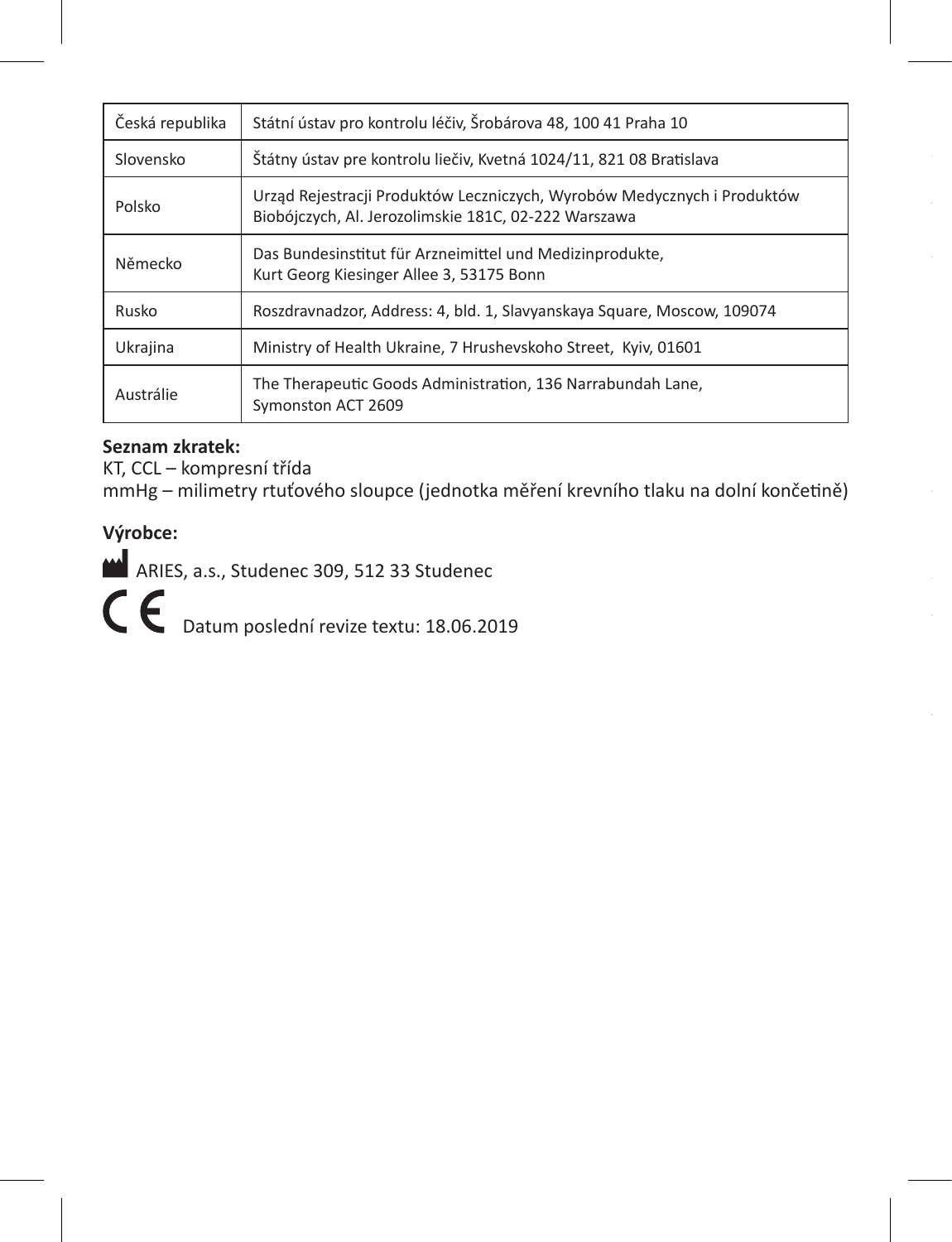| Česká republika | Státní ústav pro kontrolu léčiv, Šrobárova 48, 100 41 Praha 10 |
|---|---|
| Slovensko | Štátny ústav pre kontrolu liečiv, Kvetná 1024/11, 821 08 Bratislava |
| Polsko | Urząd Rejestracji Produktów Leczniczych, Wyrobów Medycznych i Produktów Biobójczych, Al. Jerozolimskie 181C, 02-222 Warszawa |
| Německo | Das Bundesinstitut für Arzneimittel und Medizinprodukte, Kurt Georg Kiesinger Allee 3, 53175 Bonn |
| Rusko | Roszdravnadzor, Address: 4, bld. 1, Slavyanskaya Square, Moscow, 109074 |
| Ukrajina | Ministry of Health Ukraine, 7 Hrushevskoho Street, Kyiv, 01601 |
| Austrálie | The Therapeutic Goods Administration, 136 Narrabundah Lane, Symonston ACT 2609 |

**Seznam zkratek:**

KT, CCL – kompresní třída

mmHg – milimetry rtuťového sloupce (jednotka měření krevního tlaku na dolní končetině)

**Výrobce:**

ARIES, a.s., Studenec 309, 512 33 Studenec

CE Datum poslední revize textu: 18.06.2019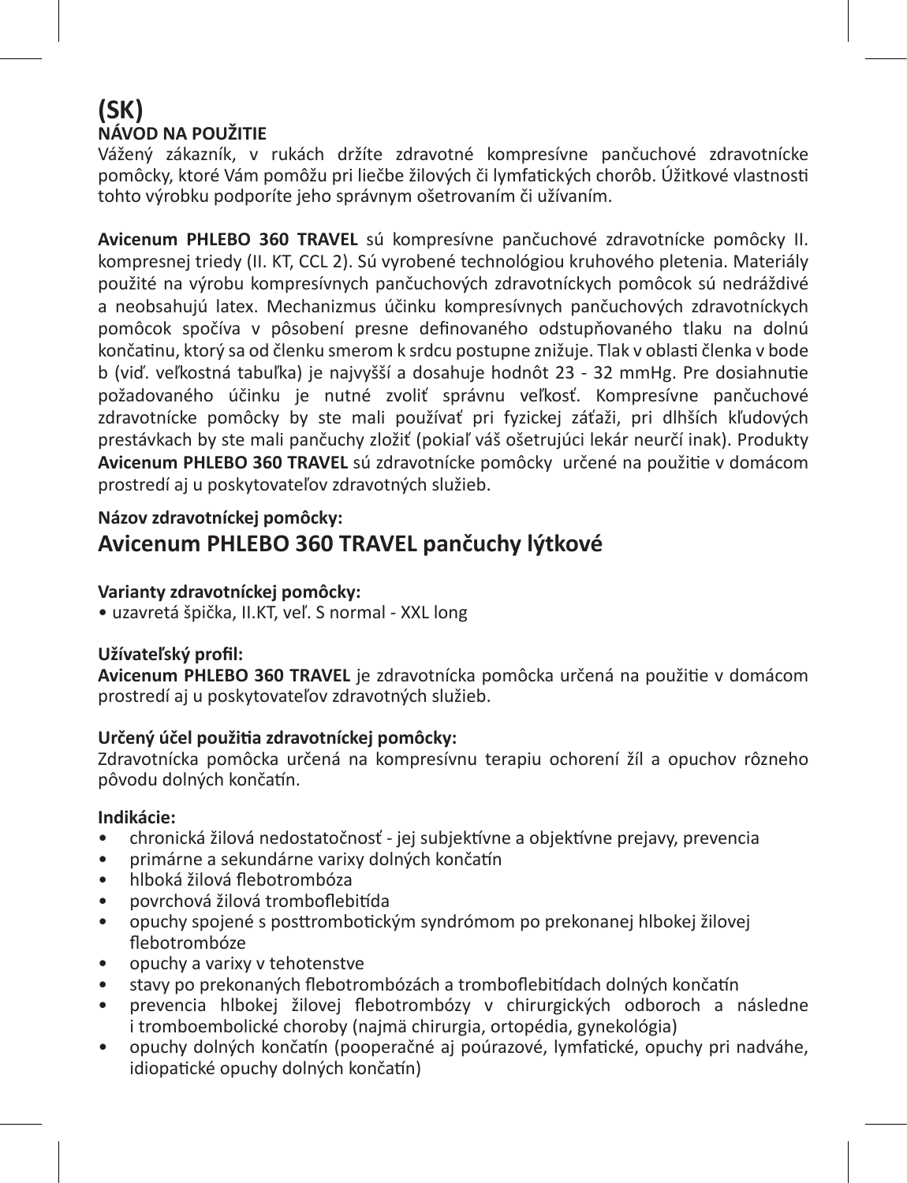# (SK)
## NÁVOD NA POUŽITIE

Vážený zákazník, v rukách držíte zdravotné kompresívne pančuchové zdravotnícke pomôcky, ktoré Vám pomôžu pri liečbe žilových či lymfatických chorôb. Úžitkové vlastnosti tohto výrobku podporíte jeho správnym ošetrovaním či užívaním.

**Avicenum PHLEBO 360 TRAVEL** sú kompresívne pančuchové zdravotnícke pomôcky II. kompresnej triedy (II. KT, CCL 2). Sú vyrobené technológiou kruhového pletenia. Materiály použité na výrobu kompresívnych pančuchových zdravotníckych pomôcok sú nedráždivé a neobsahujú latex. Mechanizmus účinku kompresívnych pančuchových zdravotníckych pomôcok spočíva v pôsobení presne definovaného odstupňovaného tlaku na dolnú končatinu, ktorý sa od členku smerom k srdcu postupne znižuje. Tlak v oblasti členka v bode b (viď. veľkostná tabuľka) je najvyšší a dosahuje hodnôt 23 - 32 mmHg. Pre dosiahnutie požadovaného účinku je nutné zvoliť správnu veľkosť. Kompresívne pančuchové zdravotnícke pomôcky by ste mali používať pri fyzickej záťaži, pri dlhších kľudových prestávkach by ste mali pančuchy zložiť (pokiaľ váš ošetrujúci lekár neurčí inak). Produkty **Avicenum PHLEBO 360 TRAVEL** sú zdravotnícke pomôcky určené na použitie v domácom prostredí aj u poskytovateľov zdravotných služieb.

**Názov zdravotníckej pomôcky:**

## Avicenum PHLEBO 360 TRAVEL pančuchy lýtkové

**Varianty zdravotníckej pomôcky:**
- uzavretá špička, II.KT, veľ. S normal - XXL long

**Užívateľský profil:**
**Avicenum PHLEBO 360 TRAVEL** je zdravotnícka pomôcka určená na použitie v domácom prostredí aj u poskytovateľov zdravotných služieb.

**Určený účel použitia zdravotníckej pomôcky:**
Zdravotnícka pomôcka určená na kompresívnu terapiu ochorení žíl a opuchov rôzneho pôvodu dolných končatín.

**Indikácie:**
- chronická žilová nedostatočnosť - jej subjektívne a objektívne prejavy, prevencia
- primárne a sekundárne varixy dolných končatín
- hlboká žilová flebotrombóza
- povrchová žilová tromboflebitída
- opuchy spojené s posttrombotickým syndrómom po prekonanej hlbokej žilovej flebotrombóze
- opuchy a varixy v tehotenstve
- stavy po prekonaných flebotrombózach a tromboflebitídach dolných končatín
- prevencia hlbokej žilovej flebotrombózy v chirurgických odboroch a následne i tromboembolické choroby (najmä chirurgia, ortopédia, gynekológia)
- opuchy dolných končatín (pooperačné aj poúrazové, lymfatické, opuchy pri nadváhe, idiopatické opuchy dolných končatín)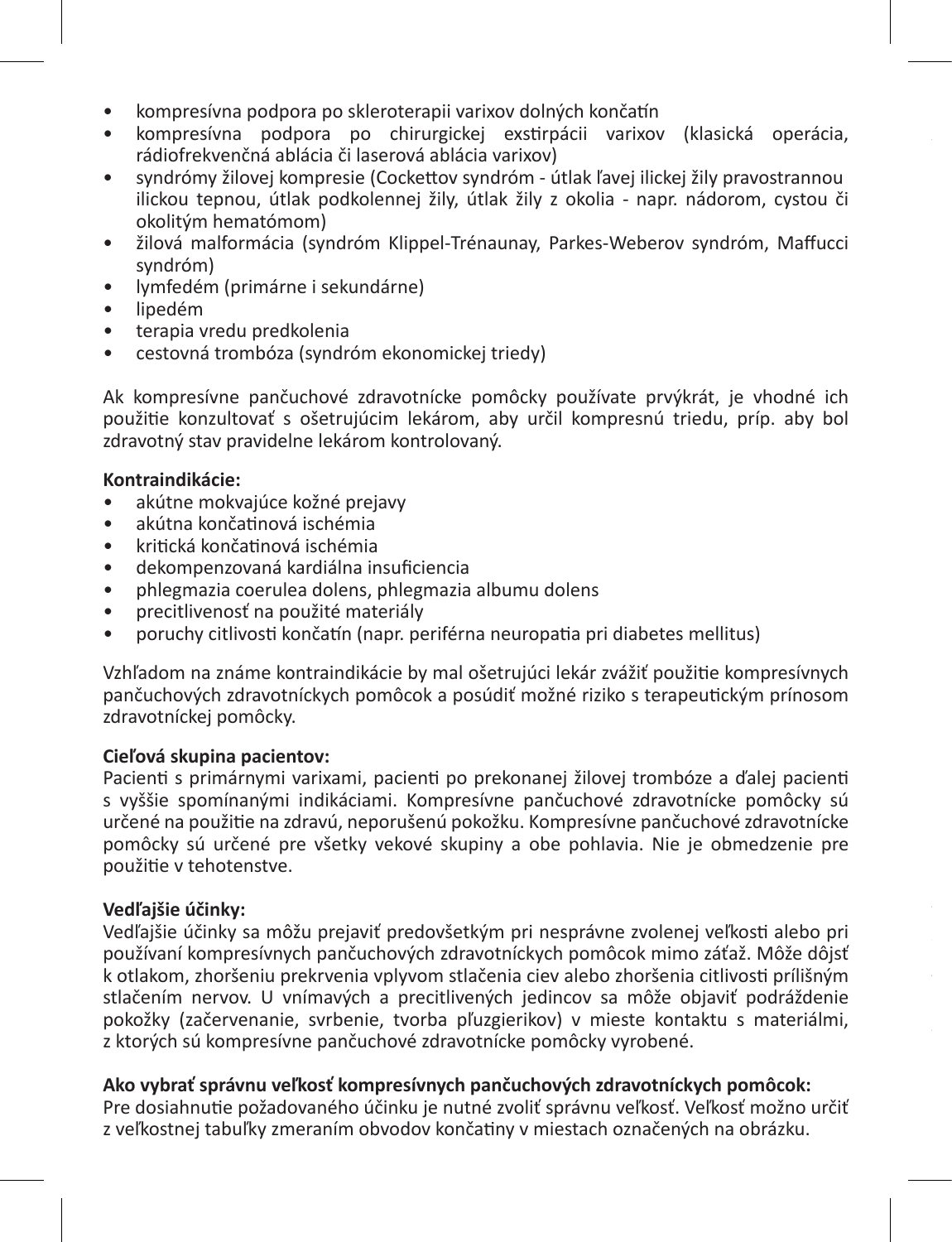- kompresívna podpora po skleroterapii varixov dolných končatín
- kompresívna podpora po chirurgickej exstirpácii varixov (klasická operácia, rádiofrekvenčná ablácia či laserová ablácia varixov)
- syndrómy žilovej kompresie (Cockettov syndróm - útlak ľavej ilickej žily pravostrannou ilickou tepnou, útlak podkolennej žily, útlak žily z okolia - napr. nádorom, cystou či okolitým hematómom)
- žilová malformácia (syndróm Klippel-Trénaunay, Parkes-Weberov syndróm, Maffucci syndróm)
- lymfedém (primárne i sekundárne)
- lipedém
- terapia vredu predkolenia
- cestovná trombóza (syndróm ekonomickej triedy)

Ak kompresívne pančuchové zdravotnícke pomôcky používate prvýkrát, je vhodné ich použitie konzultovať s ošetrujúcim lekárom, aby určil kompresnú triedu, príp. aby bol zdravotný stav pravidelne lekárom kontrolovaný.

**Kontraindikácie:**
- akútne mokvajúce kožné prejavy
- akútna končatinová ischémia
- kritická končatinová ischémia
- dekompenzovaná kardiálna insuficiencia
- phlegmazia coerulea dolens, phlegmazia albumu dolens
- precitlivenosť na použité materiály
- poruchy citlivosti končatín (napr. periférna neuropatia pri diabetes mellitus)

Vzhľadom na známe kontraindikácie by mal ošetrujúci lekár zvážiť použitie kompresívnych pančuchových zdravotníckych pomôcok a posúdiť možné riziko s terapeutickým prínosom zdravotníckej pomôcky.

**Cieľová skupina pacientov:**
Pacienti s primárnymi varixami, pacienti po prekonanej žilovej trombóze a ďalej pacienti s vyššie spomínanými indikáciami. Kompresívne pančuchové zdravotnícke pomôcky sú určené na použitie na zdravú, neporušenú pokožku. Kompresívne pančuchové zdravotnícke pomôcky sú určené pre všetky vekové skupiny a obe pohlavia. Nie je obmedzenie pre použitie v tehotenstve.

**Vedľajšie účinky:**
Vedľajšie účinky sa môžu prejaviť predovšetkým pri nesprávne zvolenej veľkosti alebo pri používaní kompresívnych pančuchových zdravotníckych pomôcok mimo záťaž. Môže dôjsť k otlakom, zhoršeniu prekrvenia vplyvom stlačenia ciev alebo zhoršenia citlivosti prílišným stlačením nervov. U vnímavých a precitlivených jedincov sa môže objaviť podráždenie pokožky (začervenanie, svrbenie, tvorba pľuzgierikov) v mieste kontaktu s materiálmi, z ktorých sú kompresívne pančuchové zdravotnícke pomôcky vyrobené.

**Ako vybrať správnu veľkosť kompresívnych pančuchových zdravotníckych pomôcok:**
Pre dosiahnutie požadovaného účinku je nutné zvoliť správnu veľkosť. Veľkosť možno určiť z veľkostnej tabuľky zmeraním obvodov končatiny v miestach označených na obrázku.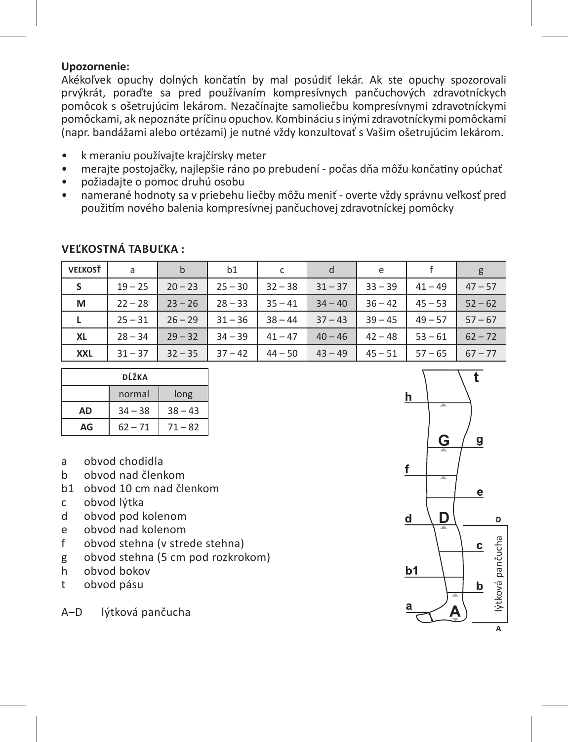**Upozornenie:**
Akékoľvek opuchy dolných končatín by mal posúdiť lekár. Ak ste opuchy spozorovali prvýkrát, poraďte sa pred používaním kompresívnych pančuchových zdravotníckych pomôcok s ošetrujúcim lekárom. Nezačínajte samoliečbu kompresívnymi zdravotníckymi pomôckami, ak nepoznáte príčinu opuchov. Kombináciu s inými zdravotníckymi pomôckami (napr. bandážami alebo ortézami) je nutné vždy konzultovať s Vašim ošetrujúcim lekárom.

- k meraniu používajte krajčírsky meter
- merajte postojačky, najlepšie ráno po prebudení - počas dňa môžu končatiny opúchať
- požiadajte o pomoc druhú osobu
- namerané hodnoty sa v priebehu liečby môžu meniť - overte vždy správnu veľkosť pred použitím nového balenia kompresívnej pančuchovej zdravotníckej pomôcky

## VEĽKOSTNÁ TABUĽKA :

| VEĽKOSŤ | a | b | b1 | c | d | e | f | g |
|---|---|---|---|---|---|---|---|---|
| S | 19 – 25 | 20 – 23 | 25 – 30 | 32 – 38 | 31 – 37 | 33 – 39 | 41 – 49 | 47 – 57 |
| M | 22 – 28 | 23 – 26 | 28 – 33 | 35 – 41 | 34 – 40 | 36 – 42 | 45 – 53 | 52 – 62 |
| L | 25 – 31 | 26 – 29 | 31 – 36 | 38 – 44 | 37 – 43 | 39 – 45 | 49 – 57 | 57 – 67 |
| XL | 28 – 34 | 29 – 32 | 34 – 39 | 41 – 47 | 40 – 46 | 42 – 48 | 53 – 61 | 62 – 72 |
| XXL | 31 – 37 | 32 – 35 | 37 – 42 | 44 – 50 | 43 – 49 | 45 – 51 | 57 – 65 | 67 – 77 |

| DĹŽKA | | |
|---|---|---|
| | normal | long |
| AD | 34 – 38 | 38 – 43 |
| AG | 62 – 71 | 71 – 82 |

- a obvod chodidla
- b obvod nad členkom
- b1 obvod 10 cm nad členkom
- c obvod lýtka
- d obvod pod kolenom
- e obvod nad kolenom
- f obvod stehna (v strede stehna)
- g obvod stehna (5 cm pod rozkrokom)
- h obvod bokov
- t obvod pásu

A–D lýtková pančucha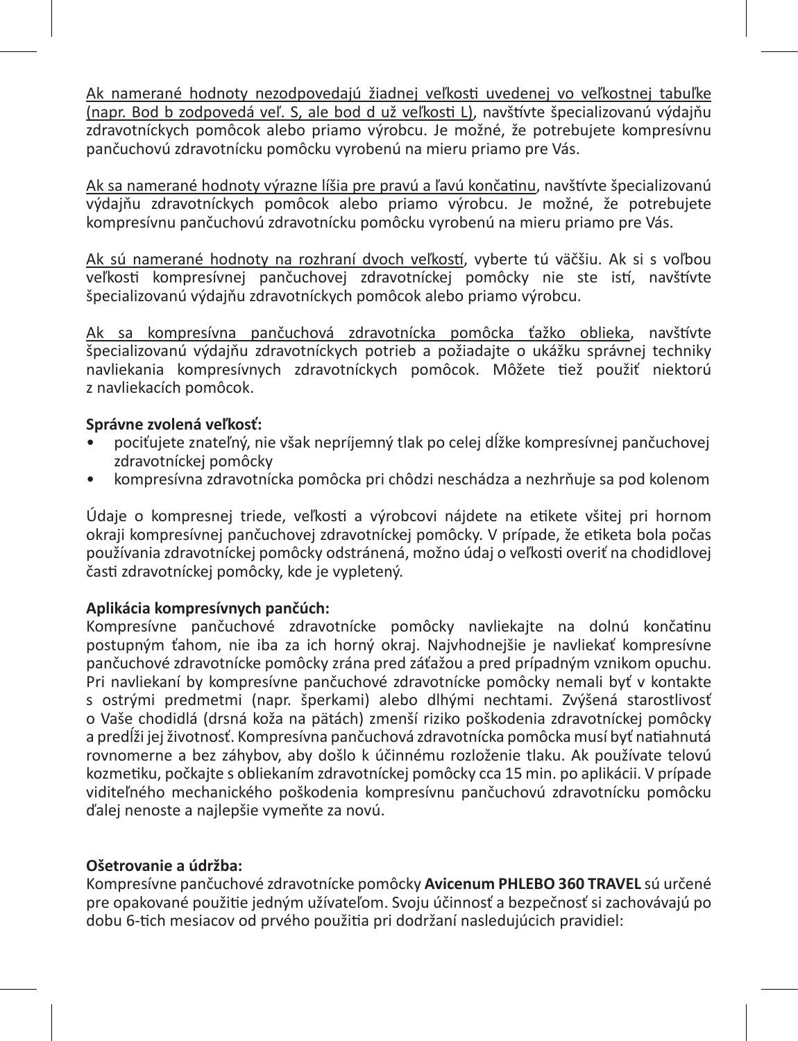Ak namerané hodnoty nezodpovedajú žiadnej veľkosti uvedenej vo veľkostnej tabuľke (napr. Bod b zodpovedá veľ. S, ale bod d už veľkosti L), navštívte špecializovanú výdajňu zdravotníckych pomôcok alebo priamo výrobcu. Je možné, že potrebujete kompresívnu pančuchovú zdravotnícku pomôcku vyrobenú na mieru priamo pre Vás.

Ak sa namerané hodnoty výrazne líšia pre pravú a ľavú končatinu, navštívte špecializovanú výdajňu zdravotníckych pomôcok alebo priamo výrobcu. Je možné, že potrebujete kompresívnu pančuchovú zdravotnícku pomôcku vyrobenú na mieru priamo pre Vás.

Ak sú namerané hodnoty na rozhraní dvoch veľkostí, vyberte tú väčšiu. Ak si s voľbou veľkosti kompresívnej pančuchovej zdravotníckej pomôcky nie ste istí, navštívte špecializovanú výdajňu zdravotníckych pomôcok alebo priamo výrobcu.

Ak sa kompresívna pančuchová zdravotnícka pomôcka ťažko oblieka, navštívte špecializovanú výdajňu zdravotníckych potrieb a požiadajte o ukážku správnej techniky navliekania kompresívnych zdravotníckych pomôcok. Môžete tiež použiť niektorú z navliekacích pomôcok.

**Správne zvolená veľkosť:**

- pociťujete znateľný, nie však nepríjemný tlak po celej dĺžke kompresívnej pančuchovej zdravotníckej pomôcky
- kompresívna zdravotnícka pomôcka pri chôdzi neschádza a nezhrňuje sa pod kolenom

Údaje o kompresnej triede, veľkosti a výrobcovi nájdete na etikete všitej pri hornom okraji kompresívnej pančuchovej zdravotníckej pomôcky. V prípade, že etiketa bola počas používania zdravotníckej pomôcky odstránená, možno údaj o veľkosti overiť na chodidlovej časti zdravotníckej pomôcky, kde je vpletený.

**Aplikácia kompresívnych pančúch:**
Kompresívne pančuchové zdravotnícke pomôcky navliekajte na dolnú končatinu postupným ťahom, nie iba za ich horný okraj. Najvhodnejšie je navliekať kompresívne pančuchové zdravotnícke pomôcky zrána pred záťažou a pred prípadným vznikom opuchu. Pri navliekaní by kompresívne pančuchové zdravotnícke pomôcky nemali byť v kontakte s ostrými predmetmi (napr. šperkami) alebo dlhými nechtami. Zvýšená starostlivosť o Vaše chodidlá (drsná koža na pätách) zmenší riziko poškodenia zdravotníckej pomôcky a predĺži jej životnosť. Kompresívna pančuchová zdravotnícka pomôcka musí byť natiahnutá rovnomerne a bez záhybov, aby došlo k účinnému rozloženie tlaku. Ak používate telovú kozmetiku, počkajte s obliekaním zdravotníckej pomôcky cca 15 min. po aplikácii. V prípade viditeľného mechanického poškodenia kompresívnu pančuchovú zdravotnícku pomôcku ďalej nenoste a najlepšie vymeňte za novú.

**Ošetrovanie a údržba:**
Kompresívne pančuchové zdravotnícke pomôcky **Avicenum PHLEBO 360 TRAVEL** sú určené pre opakované použitie jedným užívateľom. Svoju účinnosť a bezpečnosť si zachovávajú po dobu 6-tich mesiacov od prvého použitia pri dodržaní nasledujúcich pravidiel: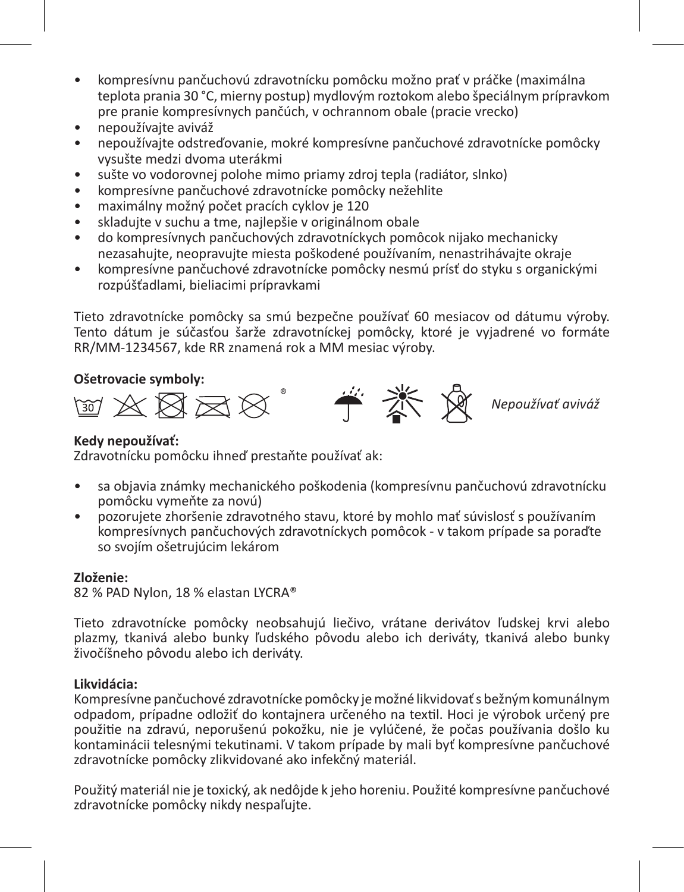- kompresívnu pančuchovú zdravotnícku pomôcku možno prať v práčke (maximálna teplota prania 30 °C, mierny postup) mydlovým roztokom alebo špeciálnym prípravkom pre pranie kompresívnych pančúch, v ochrannom obale (pracie vrecko)
- nepoužívajte aviváž
- nepoužívajte odstreďovanie, mokré kompresívne pančuchové zdravotnícke pomôcky vysušte medzi dvoma uterákmi
- sušte vo vodorovnej polohe mimo priamy zdroj tepla (radiátor, slnko)
- kompresívne pančuchové zdravotnícke pomôcky nežehlite
- maximálny možný počet pracích cyklov je 120
- skladujte v suchu a tme, najlepšie v originálnom obale
- do kompresívnych pančuchových zdravotníckych pomôcok nijako mechanicky nezasahujte, neopravujte miesta poškodené používaním, nenastrihávajte okraje
- kompresívne pančuchové zdravotnícke pomôcky nesmú prísť do styku s organickými rozpúšťadlami, bieliacimi prípravkami

Tieto zdravotnícke pomôcky sa smú bezpečne používať 60 mesiacov od dátumu výroby. Tento dátum je súčasťou šarže zdravotníckej pomôcky, ktoré je vyjadrené vo formáte RR/MM-1234567, kde RR znamená rok a MM mesiac výroby.

**Ošetrovacie symboly:**

30 ® *Nepoužívať aviváž*

**Kedy nepoužívať:**
Zdravotnícku pomôcku ihneď prestaňte používať ak:

- sa objavia známky mechanického poškodenia (kompresívnu pančuchovú zdravotnícku pomôcku vymeňte za novú)
- pozorujete zhoršenie zdravotného stavu, ktoré by mohlo mať súvislosť s používaním kompresívnych pančuchových zdravotníckych pomôcok - v takom prípade sa poraďte so svojím ošetrujúcim lekárom

**Zloženie:**
82 % PAD Nylon, 18 % elastan LYCRA®

Tieto zdravotnícke pomôcky neobsahujú liečivo, vrátane derivátov ľudskej krvi alebo plazmy, tkanivá alebo bunky ľudského pôvodu alebo ich deriváty, tkanivá alebo bunky živočíšneho pôvodu alebo ich deriváty.

**Likvidácia:**
Kompresívne pančuchové zdravotnícke pomôcky je možné likvidovať s bežným komunálnym odpadom, prípadne odložiť do kontajnera určeného na textil. Hoci je výrobok určený pre použitie na zdravú, neporušenú pokožku, nie je vylúčené, že počas používania došlo ku kontaminácii telesnými tekutinami. V takom prípade by mali byť kompresívne pančuchové zdravotnícke pomôcky zlikvidované ako infekčný materiál.

Použitý materiál nie je toxický, ak nedôjde k jeho horeniu. Použité kompresívne pančuchové zdravotnícke pomôcky nikdy nespaľujte.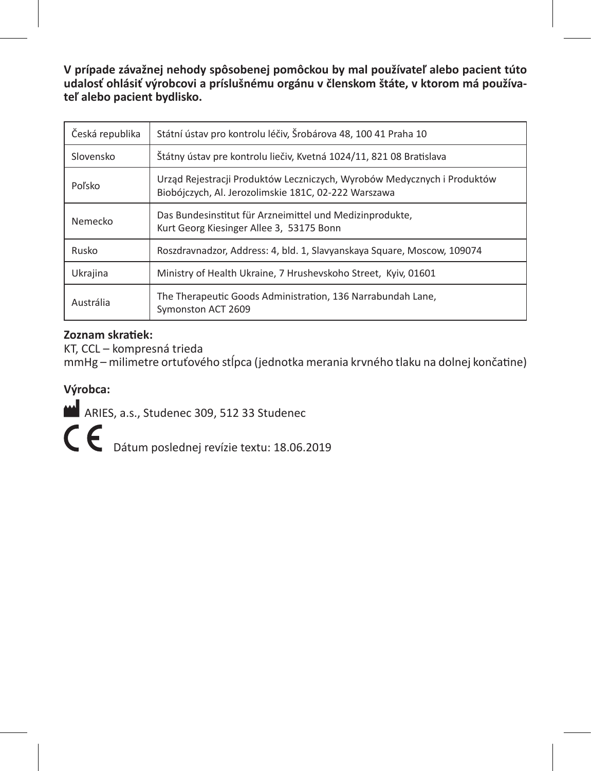**V prípade závažnej nehody spôsobenej pomôckou by mal používateľ alebo pacient túto udalosť ohlásiť výrobcovi a príslušnému orgánu v členskom štáte, v ktorom má používateľ alebo pacient bydlisko.**

| Česká republika | Státní ústav pro kontrolu léčiv, Šrobárova 48, 100 41 Praha 10 |
|---|---|
| Slovensko | Štátny ústav pre kontrolu liečiv, Kvetná 1024/11, 821 08 Bratislava |
| Poľsko | Urząd Rejestracji Produktów Leczniczych, Wyrobów Medycznych i Produktów Biobójczych, Al. Jerozolimskie 181C, 02-222 Warszawa |
| Nemecko | Das Bundesinstitut für Arzneimittel und Medizinprodukte, Kurt Georg Kiesinger Allee 3, 53175 Bonn |
| Rusko | Roszdravnadzor, Address: 4, bld. 1, Slavyanskaya Square, Moscow, 109074 |
| Ukrajina | Ministry of Health Ukraine, 7 Hrushevskoho Street, Kyiv, 01601 |
| Austrália | The Therapeutic Goods Administration, 136 Narrabundah Lane, Symonston ACT 2609 |

**Zoznam skratiek:**

KT, CCL – kompresná trieda

mmHg – milimetre ortuťového stĺpca (jednotka merania krvného tlaku na dolnej končatine)

**Výrobca:**

ARIES, a.s., Studenec 309, 512 33 Studenec

CE Dátum poslednej revízie textu: 18.06.2019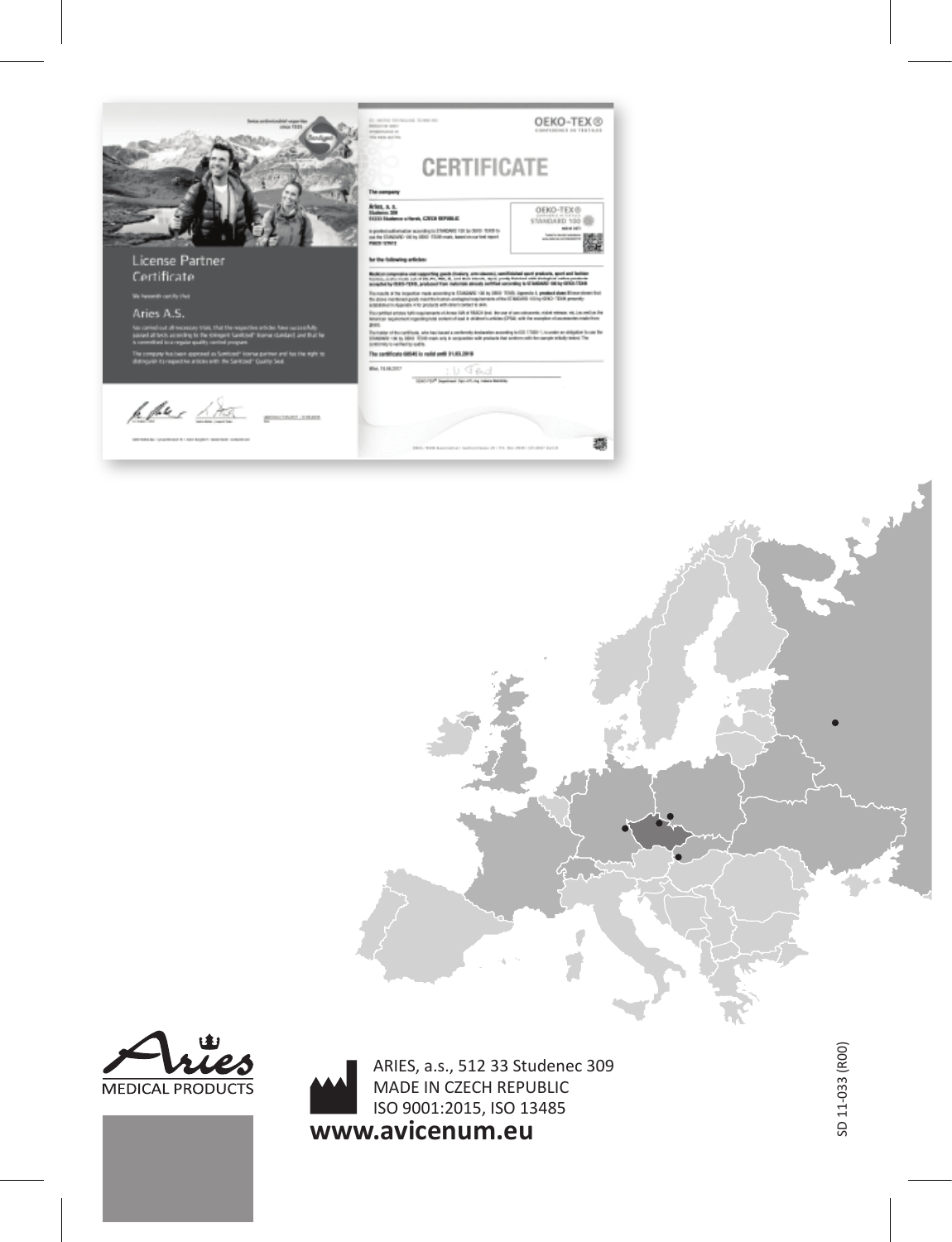License Partner Certificate

We herewith certify that

Aries A.S.

CERTIFICATE

MEDICAL PRODUCTS

ARIES, a.s., 512 33 Studenec 309
MADE IN CZECH REPUBLIC
ISO 9001:2015, ISO 13485

**www.avicenum.eu**

SD 11-033 (R00)